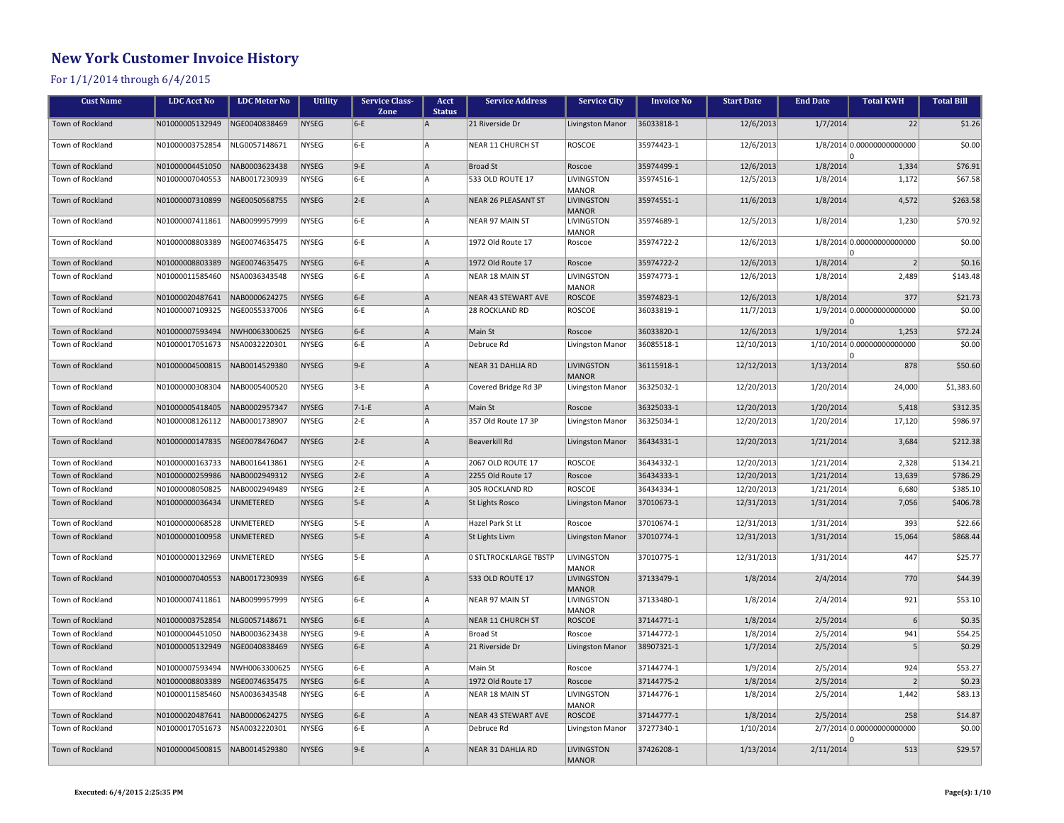# New York Customer Invoice History

For 1/1/2014 through 6/4/2015

| Cust Name | LDC Acct No | LDC Meter No | Utility | Service Class-Zone | Acct Status | Service Address | Service City | Invoice No | Start Date | End Date | Total KWH | Total Bill |
|---|---|---|---|---|---|---|---|---|---|---|---|---|
| Town of Rockland | N01000005132949 | NGE0040838469 | NYSEG | 6-E | A | 21 Riverside Dr | Livingston Manor | 36033818-1 | 12/6/2013 | 1/7/2014 | 22 | $1.26 |
| Town of Rockland | N01000003752854 | NLG0057148671 | NYSEG | 6-E | A | NEAR 11 CHURCH ST | ROSCOE | 35974423-1 | 12/6/2013 | 1/8/2014 | 0.000000000000000 | $0.00 |
| Town of Rockland | N01000004451050 | NAB0003623438 | NYSEG | 9-E | A | Broad St | Roscoe | 35974499-1 | 12/6/2013 | 1/8/2014 | 1,334 | $76.91 |
| Town of Rockland | N01000007040553 | NAB0017230939 | NYSEG | 6-E | A | 533 OLD ROUTE 17 | LIVINGSTON MANOR | 35974516-1 | 12/5/2013 | 1/8/2014 | 1,172 | $67.58 |
| Town of Rockland | N01000007310899 | NGE0050568755 | NYSEG | 2-E | A | NEAR 26 PLEASANT ST | LIVINGSTON MANOR | 35974551-1 | 11/6/2013 | 1/8/2014 | 4,572 | $263.58 |
| Town of Rockland | N01000007411861 | NAB0099957999 | NYSEG | 6-E | A | NEAR 97 MAIN ST | LIVINGSTON MANOR | 35974689-1 | 12/5/2013 | 1/8/2014 | 1,230 | $70.92 |
| Town of Rockland | N01000008803389 | NGE0074635475 | NYSEG | 6-E | A | 1972 Old Route 17 | Roscoe | 35974722-2 | 12/6/2013 | 1/8/2014 | 0.000000000000000 | $0.00 |
| Town of Rockland | N01000008803389 | NGE0074635475 | NYSEG | 6-E | A | 1972 Old Route 17 | Roscoe | 35974722-2 | 12/6/2013 | 1/8/2014 | 2 | $0.16 |
| Town of Rockland | N01000011585460 | NSA0036343548 | NYSEG | 6-E | A | NEAR 18 MAIN ST | LIVINGSTON MANOR | 35974773-1 | 12/6/2013 | 1/8/2014 | 2,489 | $143.48 |
| Town of Rockland | N01000020487641 | NAB0000624275 | NYSEG | 6-E | A | NEAR 43 STEWART AVE | ROSCOE | 35974823-1 | 12/6/2013 | 1/8/2014 | 377 | $21.73 |
| Town of Rockland | N01000007109325 | NGE0055337006 | NYSEG | 6-E | A | 28 ROCKLAND RD | ROSCOE | 36033819-1 | 11/7/2013 | 1/9/2014 | 0.000000000000000 | $0.00 |
| Town of Rockland | N01000007593494 | NWH0063300625 | NYSEG | 6-E | A | Main St | Roscoe | 36033820-1 | 12/6/2013 | 1/9/2014 | 1,253 | $72.24 |
| Town of Rockland | N01000017051673 | NSA0032220301 | NYSEG | 6-E | A | Debruce Rd | Livingston Manor | 36085518-1 | 12/10/2013 | 1/10/2014 | 0.000000000000000 | $0.00 |
| Town of Rockland | N01000004500815 | NAB0014529380 | NYSEG | 9-E | A | NEAR 31 DAHLIA RD | LIVINGSTON MANOR | 36115918-1 | 12/12/2013 | 1/13/2014 | 878 | $50.60 |
| Town of Rockland | N01000000308304 | NAB0005400520 | NYSEG | 3-E | A | Covered Bridge Rd 3P | Livingston Manor | 36325032-1 | 12/20/2013 | 1/20/2014 | 24,000 | $1,383.60 |
| Town of Rockland | N01000005418405 | NAB0002957347 | NYSEG | 7-1-E | A | Main St | Roscoe | 36325033-1 | 12/20/2013 | 1/20/2014 | 5,418 | $312.35 |
| Town of Rockland | N01000008126112 | NAB0001738907 | NYSEG | 2-E | A | 357 Old Route 17 3P | Livingston Manor | 36325034-1 | 12/20/2013 | 1/20/2014 | 17,120 | $986.97 |
| Town of Rockland | N01000000147835 | NGE0078476047 | NYSEG | 2-E | A | Beaverkill Rd | Livingston Manor | 36434331-1 | 12/20/2013 | 1/21/2014 | 3,684 | $212.38 |
| Town of Rockland | N01000000163733 | NAB0016413861 | NYSEG | 2-E | A | 2067 OLD ROUTE 17 | ROSCOE | 36434332-1 | 12/20/2013 | 1/21/2014 | 2,328 | $134.21 |
| Town of Rockland | N01000000259986 | NAB0002949312 | NYSEG | 2-E | A | 2255 Old Route 17 | Roscoe | 36434333-1 | 12/20/2013 | 1/21/2014 | 13,639 | $786.29 |
| Town of Rockland | N01000008050825 | NAB0002949489 | NYSEG | 2-E | A | 305 ROCKLAND RD | ROSCOE | 36434334-1 | 12/20/2013 | 1/21/2014 | 6,680 | $385.10 |
| Town of Rockland | N01000000036434 | UNMETERED | NYSEG | 5-E | A | St Lights Rosco | Livingston Manor | 37010673-1 | 12/31/2013 | 1/31/2014 | 7,056 | $406.78 |
| Town of Rockland | N01000000068528 | UNMETERED | NYSEG | 5-E | A | Hazel Park St Lt | Roscoe | 37010674-1 | 12/31/2013 | 1/31/2014 | 393 | $22.66 |
| Town of Rockland | N01000000100958 | UNMETERED | NYSEG | 5-E | A | St Lights Livm | Livingston Manor | 37010774-1 | 12/31/2013 | 1/31/2014 | 15,064 | $868.44 |
| Town of Rockland | N01000000132969 | UNMETERED | NYSEG | 5-E | A | 0 STLTROCKLARGE TBSTP | LIVINGSTON MANOR | 37010775-1 | 12/31/2013 | 1/31/2014 | 447 | $25.77 |
| Town of Rockland | N01000007040553 | NAB0017230939 | NYSEG | 6-E | A | 533 OLD ROUTE 17 | LIVINGSTON MANOR | 37133479-1 | 1/8/2014 | 2/4/2014 | 770 | $44.39 |
| Town of Rockland | N01000007411861 | NAB0099957999 | NYSEG | 6-E | A | NEAR 97 MAIN ST | LIVINGSTON MANOR | 37133480-1 | 1/8/2014 | 2/4/2014 | 921 | $53.10 |
| Town of Rockland | N01000003752854 | NLG0057148671 | NYSEG | 6-E | A | NEAR 11 CHURCH ST | ROSCOE | 37144771-1 | 1/8/2014 | 2/5/2014 | 6 | $0.35 |
| Town of Rockland | N01000004451050 | NAB0003623438 | NYSEG | 9-E | A | Broad St | Roscoe | 37144772-1 | 1/8/2014 | 2/5/2014 | 941 | $54.25 |
| Town of Rockland | N01000005132949 | NGE0040838469 | NYSEG | 6-E | A | 21 Riverside Dr | Livingston Manor | 38907321-1 | 1/7/2014 | 2/5/2014 | 5 | $0.29 |
| Town of Rockland | N01000007593494 | NWH0063300625 | NYSEG | 6-E | A | Main St | Roscoe | 37144774-1 | 1/9/2014 | 2/5/2014 | 924 | $53.27 |
| Town of Rockland | N01000008803389 | NGE0074635475 | NYSEG | 6-E | A | 1972 Old Route 17 | Roscoe | 37144775-2 | 1/8/2014 | 2/5/2014 | 2 | $0.23 |
| Town of Rockland | N01000011585460 | NSA0036343548 | NYSEG | 6-E | A | NEAR 18 MAIN ST | LIVINGSTON MANOR | 37144776-1 | 1/8/2014 | 2/5/2014 | 1,442 | $83.13 |
| Town of Rockland | N01000020487641 | NAB0000624275 | NYSEG | 6-E | A | NEAR 43 STEWART AVE | ROSCOE | 37144777-1 | 1/8/2014 | 2/5/2014 | 258 | $14.87 |
| Town of Rockland | N01000017051673 | NSA0032220301 | NYSEG | 6-E | A | Debruce Rd | Livingston Manor | 37277340-1 | 1/10/2014 | 2/7/2014 | 0.000000000000000 | $0.00 |
| Town of Rockland | N01000004500815 | NAB0014529380 | NYSEG | 9-E | A | NEAR 31 DAHLIA RD | LIVINGSTON MANOR | 37426208-1 | 1/13/2014 | 2/11/2014 | 513 | $29.57 |

Executed: 6/4/2015 2:25:35 PM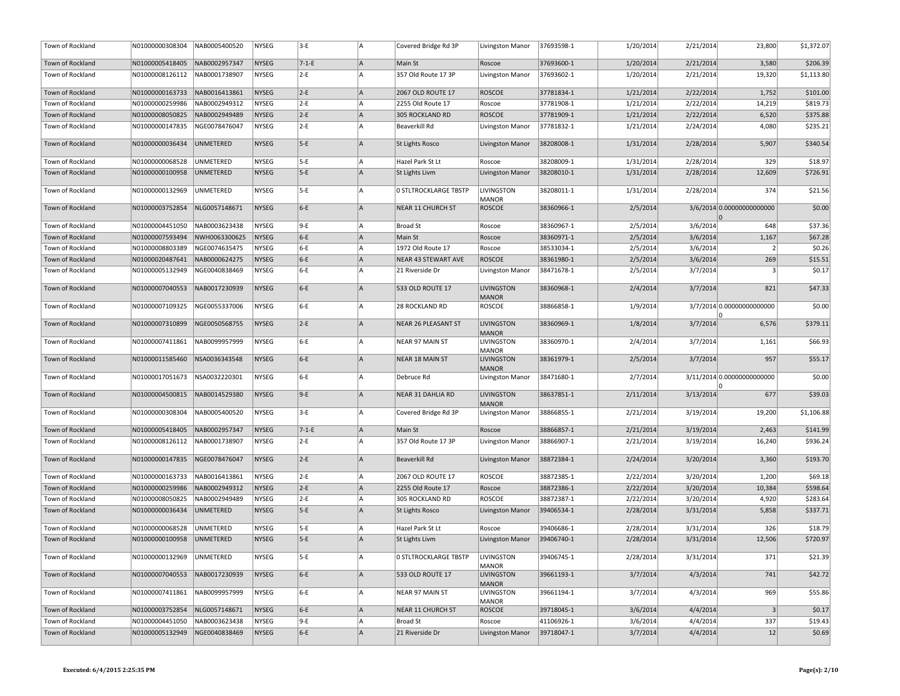| | | | | | | | | | | | |
|---|---|---|---|---|---|---|---|---|---|---|---|
| Town of Rockland | N01000000308304 | NAB0005400520 | NYSEG | 3-E | A | Covered Bridge Rd 3P | Livingston Manor | 37693598-1 | 1/20/2014 | 2/21/2014 | 23,800 | $1,372.07 |
| Town of Rockland | N01000005418405 | NAB0002957347 | NYSEG | 7-1-E | A | Main St | Roscoe | 37693600-1 | 1/20/2014 | 2/21/2014 | 3,580 | $206.39 |
| Town of Rockland | N01000008126112 | NAB0001738907 | NYSEG | 2-E | A | 357 Old Route 17 3P | Livingston Manor | 37693602-1 | 1/20/2014 | 2/21/2014 | 19,320 | $1,113.80 |
| Town of Rockland | N01000000163733 | NAB0016413861 | NYSEG | 2-E | A | 2067 OLD ROUTE 17 | ROSCOE | 37781834-1 | 1/21/2014 | 2/22/2014 | 1,752 | $101.00 |
| Town of Rockland | N01000000259986 | NAB0002949312 | NYSEG | 2-E | A | 2255 Old Route 17 | Roscoe | 37781908-1 | 1/21/2014 | 2/22/2014 | 14,219 | $819.73 |
| Town of Rockland | N01000008050825 | NAB0002949489 | NYSEG | 2-E | A | 305 ROCKLAND RD | ROSCOE | 37781909-1 | 1/21/2014 | 2/22/2014 | 6,520 | $375.88 |
| Town of Rockland | N01000000147835 | NGE0078476047 | NYSEG | 2-E | A | Beaverkill Rd | Livingston Manor | 37781832-1 | 1/21/2014 | 2/24/2014 | 4,080 | $235.21 |
| Town of Rockland | N01000000036434 | UNMETERED | NYSEG | 5-E | A | St Lights Rosco | Livingston Manor | 38208008-1 | 1/31/2014 | 2/28/2014 | 5,907 | $340.54 |
| Town of Rockland | N01000000068528 | UNMETERED | NYSEG | 5-E | A | Hazel Park St Lt | Roscoe | 38208009-1 | 1/31/2014 | 2/28/2014 | 329 | $18.97 |
| Town of Rockland | N01000000100958 | UNMETERED | NYSEG | 5-E | A | St Lights Livm | Livingston Manor | 38208010-1 | 1/31/2014 | 2/28/2014 | 12,609 | $726.91 |
| Town of Rockland | N01000000132969 | UNMETERED | NYSEG | 5-E | A | 0 STLTROCKLARGE TBSTP | LIVINGSTON MANOR | 38208011-1 | 1/31/2014 | 2/28/2014 | 374 | $21.56 |
| Town of Rockland | N01000003752854 | NLG0057148671 | NYSEG | 6-E | A | NEAR 11 CHURCH ST | ROSCOE | 38360966-1 | 2/5/2014 | 3/6/2014 | 0.000000000000000 | $0.00 |
| Town of Rockland | N01000004451050 | NAB0003623438 | NYSEG | 9-E | A | Broad St | Roscoe | 38360967-1 | 2/5/2014 | 3/6/2014 | 648 | $37.36 |
| Town of Rockland | N01000007593494 | NWH0063300625 | NYSEG | 6-E | A | Main St | Roscoe | 38360971-1 | 2/5/2014 | 3/6/2014 | 1,167 | $67.28 |
| Town of Rockland | N01000008803389 | NGE0074635475 | NYSEG | 6-E | A | 1972 Old Route 17 | Roscoe | 38533034-1 | 2/5/2014 | 3/6/2014 | 2 | $0.26 |
| Town of Rockland | N01000020487641 | NAB0000624275 | NYSEG | 6-E | A | NEAR 43 STEWART AVE | ROSCOE | 38361980-1 | 2/5/2014 | 3/6/2014 | 269 | $15.51 |
| Town of Rockland | N01000005132949 | NGE0040838469 | NYSEG | 6-E | A | 21 Riverside Dr | Livingston Manor | 38471678-1 | 2/5/2014 | 3/7/2014 | 3 | $0.17 |
| Town of Rockland | N01000007040553 | NAB0017230939 | NYSEG | 6-E | A | 533 OLD ROUTE 17 | LIVINGSTON MANOR | 38360968-1 | 2/4/2014 | 3/7/2014 | 821 | $47.33 |
| Town of Rockland | N01000007109325 | NGE0055337006 | NYSEG | 6-E | A | 28 ROCKLAND RD | ROSCOE | 38866858-1 | 1/9/2014 | 3/7/2014 | 0.000000000000000 | $0.00 |
| Town of Rockland | N01000007310899 | NGE0050568755 | NYSEG | 2-E | A | NEAR 26 PLEASANT ST | LIVINGSTON MANOR | 38360969-1 | 1/8/2014 | 3/7/2014 | 6,576 | $379.11 |
| Town of Rockland | N01000007411861 | NAB0099957999 | NYSEG | 6-E | A | NEAR 97 MAIN ST | LIVINGSTON MANOR | 38360970-1 | 2/4/2014 | 3/7/2014 | 1,161 | $66.93 |
| Town of Rockland | N01000011585460 | NSA0036343548 | NYSEG | 6-E | A | NEAR 18 MAIN ST | LIVINGSTON MANOR | 38361979-1 | 2/5/2014 | 3/7/2014 | 957 | $55.17 |
| Town of Rockland | N01000017051673 | NSA0032220301 | NYSEG | 6-E | A | Debruce Rd | Livingston Manor | 38471680-1 | 2/7/2014 | 3/11/2014 | 0.000000000000000 | $0.00 |
| Town of Rockland | N01000004500815 | NAB0014529380 | NYSEG | 9-E | A | NEAR 31 DAHLIA RD | LIVINGSTON MANOR | 38637851-1 | 2/11/2014 | 3/13/2014 | 677 | $39.03 |
| Town of Rockland | N01000000308304 | NAB0005400520 | NYSEG | 3-E | A | Covered Bridge Rd 3P | Livingston Manor | 38866855-1 | 2/21/2014 | 3/19/2014 | 19,200 | $1,106.88 |
| Town of Rockland | N01000005418405 | NAB0002957347 | NYSEG | 7-1-E | A | Main St | Roscoe | 38866857-1 | 2/21/2014 | 3/19/2014 | 2,463 | $141.99 |
| Town of Rockland | N01000008126112 | NAB0001738907 | NYSEG | 2-E | A | 357 Old Route 17 3P | Livingston Manor | 38866907-1 | 2/21/2014 | 3/19/2014 | 16,240 | $936.24 |
| Town of Rockland | N01000000147835 | NGE0078476047 | NYSEG | 2-E | A | Beaverkill Rd | Livingston Manor | 38872384-1 | 2/24/2014 | 3/20/2014 | 3,360 | $193.70 |
| Town of Rockland | N01000000163733 | NAB0016413861 | NYSEG | 2-E | A | 2067 OLD ROUTE 17 | ROSCOE | 38872385-1 | 2/22/2014 | 3/20/2014 | 1,200 | $69.18 |
| Town of Rockland | N01000000259986 | NAB0002949312 | NYSEG | 2-E | A | 2255 Old Route 17 | Roscoe | 38872386-1 | 2/22/2014 | 3/20/2014 | 10,384 | $598.64 |
| Town of Rockland | N01000008050825 | NAB0002949489 | NYSEG | 2-E | A | 305 ROCKLAND RD | ROSCOE | 38872387-1 | 2/22/2014 | 3/20/2014 | 4,920 | $283.64 |
| Town of Rockland | N01000000036434 | UNMETERED | NYSEG | 5-E | A | St Lights Rosco | Livingston Manor | 39406534-1 | 2/28/2014 | 3/31/2014 | 5,858 | $337.71 |
| Town of Rockland | N01000000068528 | UNMETERED | NYSEG | 5-E | A | Hazel Park St Lt | Roscoe | 39406686-1 | 2/28/2014 | 3/31/2014 | 326 | $18.79 |
| Town of Rockland | N01000000100958 | UNMETERED | NYSEG | 5-E | A | St Lights Livm | Livingston Manor | 39406740-1 | 2/28/2014 | 3/31/2014 | 12,506 | $720.97 |
| Town of Rockland | N01000000132969 | UNMETERED | NYSEG | 5-E | A | 0 STLTROCKLARGE TBSTP | LIVINGSTON MANOR | 39406745-1 | 2/28/2014 | 3/31/2014 | 371 | $21.39 |
| Town of Rockland | N01000007040553 | NAB0017230939 | NYSEG | 6-E | A | 533 OLD ROUTE 17 | LIVINGSTON MANOR | 39661193-1 | 3/7/2014 | 4/3/2014 | 741 | $42.72 |
| Town of Rockland | N01000007411861 | NAB0099957999 | NYSEG | 6-E | A | NEAR 97 MAIN ST | LIVINGSTON MANOR | 39661194-1 | 3/7/2014 | 4/3/2014 | 969 | $55.86 |
| Town of Rockland | N01000003752854 | NLG0057148671 | NYSEG | 6-E | A | NEAR 11 CHURCH ST | ROSCOE | 39718045-1 | 3/6/2014 | 4/4/2014 | 3 | $0.17 |
| Town of Rockland | N01000004451050 | NAB0003623438 | NYSEG | 9-E | A | Broad St | Roscoe | 41106926-1 | 3/6/2014 | 4/4/2014 | 337 | $19.43 |
| Town of Rockland | N01000005132949 | NGE0040838469 | NYSEG | 6-E | A | 21 Riverside Dr | Livingston Manor | 39718047-1 | 3/7/2014 | 4/4/2014 | 12 | $0.69 |

Executed: 6/4/2015 2:25:35 PM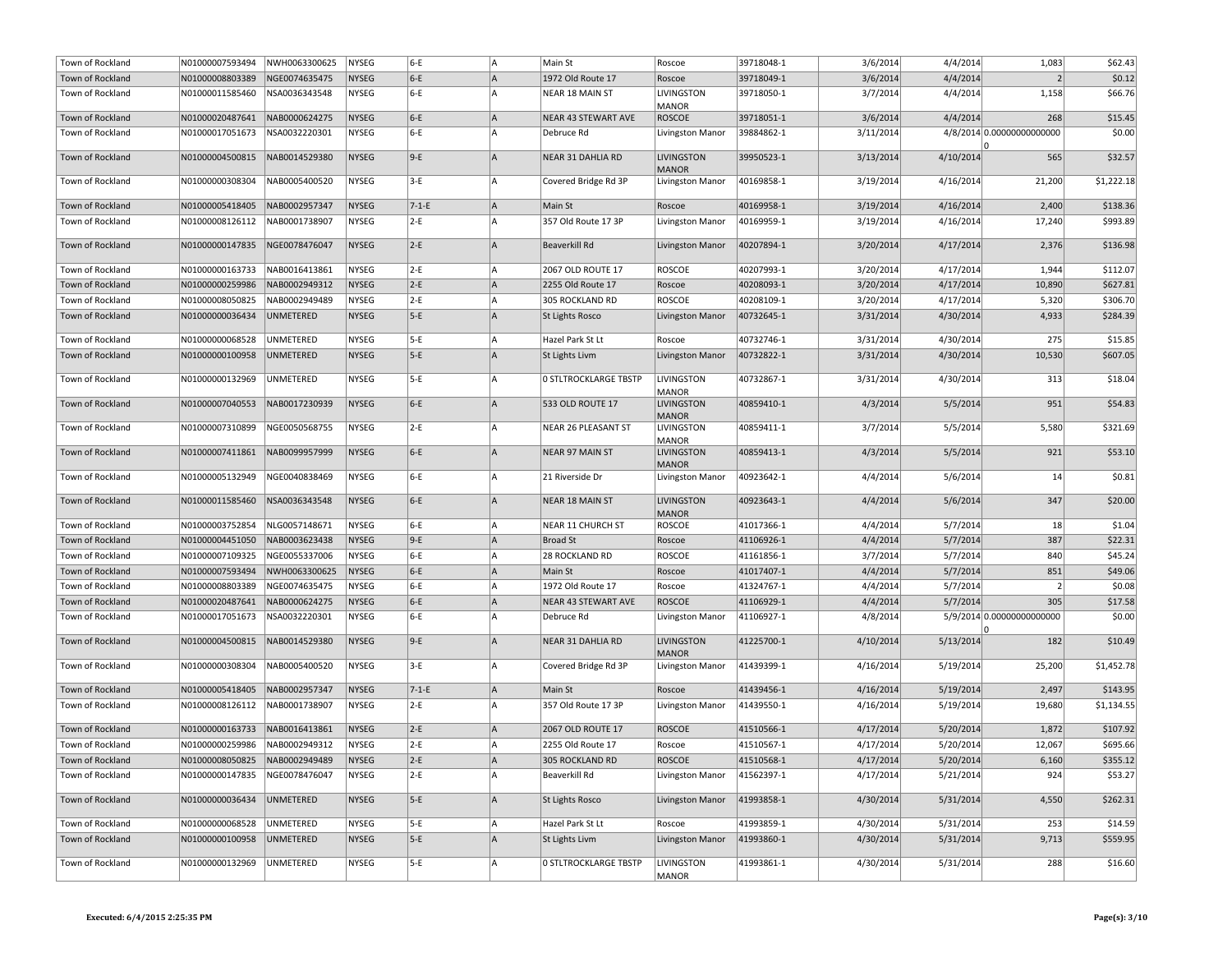| | | | | | | | | | | | |
|---|---|---|---|---|---|---|---|---|---|---|---|
| Town of Rockland | N01000007593494 | NWH0063300625 | NYSEG | 6-E | A | Main St | Roscoe | 39718048-1 | 3/6/2014 | 4/4/2014 | 1,083 | $62.43 |
| Town of Rockland | N01000008803389 | NGE0074635475 | NYSEG | 6-E | A | 1972 Old Route 17 | Roscoe | 39718049-1 | 3/6/2014 | 4/4/2014 | 2 | $0.12 |
| Town of Rockland | N01000011585460 | NSA0036343548 | NYSEG | 6-E | A | NEAR 18 MAIN ST | LIVINGSTON MANOR | 39718050-1 | 3/7/2014 | 4/4/2014 | 1,158 | $66.76 |
| Town of Rockland | N01000020487641 | NAB0000624275 | NYSEG | 6-E | A | NEAR 43 STEWART AVE | ROSCOE | 39718051-1 | 3/6/2014 | 4/4/2014 | 268 | $15.45 |
| Town of Rockland | N01000017051673 | NSA0032220301 | NYSEG | 6-E | A | Debruce Rd | Livingston Manor | 39884862-1 | 3/11/2014 | 4/8/2014 | 0.000000000000000 | $0.00 |
| Town of Rockland | N01000004500815 | NAB0014529380 | NYSEG | 9-E | A | NEAR 31 DAHLIA RD | LIVINGSTON MANOR | 39950523-1 | 3/13/2014 | 4/10/2014 | 565 | $32.57 |
| Town of Rockland | N01000000308304 | NAB0005400520 | NYSEG | 3-E | A | Covered Bridge Rd 3P | Livingston Manor | 40169858-1 | 3/19/2014 | 4/16/2014 | 21,200 | $1,222.18 |
| Town of Rockland | N01000005418405 | NAB0002957347 | NYSEG | 7-1-E | A | Main St | Roscoe | 40169958-1 | 3/19/2014 | 4/16/2014 | 2,400 | $138.36 |
| Town of Rockland | N01000008126112 | NAB0001738907 | NYSEG | 2-E | A | 357 Old Route 17 3P | Livingston Manor | 40169959-1 | 3/19/2014 | 4/16/2014 | 17,240 | $993.89 |
| Town of Rockland | N01000000147835 | NGE0078476047 | NYSEG | 2-E | A | Beaverkill Rd | Livingston Manor | 40207894-1 | 3/20/2014 | 4/17/2014 | 2,376 | $136.98 |
| Town of Rockland | N01000000163733 | NAB0016413861 | NYSEG | 2-E | A | 2067 OLD ROUTE 17 | ROSCOE | 40207993-1 | 3/20/2014 | 4/17/2014 | 1,944 | $112.07 |
| Town of Rockland | N01000000259986 | NAB0002949312 | NYSEG | 2-E | A | 2255 Old Route 17 | Roscoe | 40208093-1 | 3/20/2014 | 4/17/2014 | 10,890 | $627.81 |
| Town of Rockland | N01000008050825 | NAB0002949489 | NYSEG | 2-E | A | 305 ROCKLAND RD | ROSCOE | 40208109-1 | 3/20/2014 | 4/17/2014 | 5,320 | $306.70 |
| Town of Rockland | N01000000036434 | UNMETERED | NYSEG | 5-E | A | St Lights Rosco | Livingston Manor | 40732645-1 | 3/31/2014 | 4/30/2014 | 4,933 | $284.39 |
| Town of Rockland | N01000000068528 | UNMETERED | NYSEG | 5-E | A | Hazel Park St Lt | Roscoe | 40732746-1 | 3/31/2014 | 4/30/2014 | 275 | $15.85 |
| Town of Rockland | N01000000100958 | UNMETERED | NYSEG | 5-E | A | St Lights Livm | Livingston Manor | 40732822-1 | 3/31/2014 | 4/30/2014 | 10,530 | $607.05 |
| Town of Rockland | N01000000132969 | UNMETERED | NYSEG | 5-E | A | 0 STLTROCKLARGE TBSTP | LIVINGSTON MANOR | 40732867-1 | 3/31/2014 | 4/30/2014 | 313 | $18.04 |
| Town of Rockland | N01000007040553 | NAB0017230939 | NYSEG | 6-E | A | 533 OLD ROUTE 17 | LIVINGSTON MANOR | 40859410-1 | 4/3/2014 | 5/5/2014 | 951 | $54.83 |
| Town of Rockland | N01000007310899 | NGE0050568755 | NYSEG | 2-E | A | NEAR 26 PLEASANT ST | LIVINGSTON MANOR | 40859411-1 | 3/7/2014 | 5/5/2014 | 5,580 | $321.69 |
| Town of Rockland | N01000007411861 | NAB0099957999 | NYSEG | 6-E | A | NEAR 97 MAIN ST | LIVINGSTON MANOR | 40859413-1 | 4/3/2014 | 5/5/2014 | 921 | $53.10 |
| Town of Rockland | N01000005132949 | NGE0040838469 | NYSEG | 6-E | A | 21 Riverside Dr | Livingston Manor | 40923642-1 | 4/4/2014 | 5/6/2014 | 14 | $0.81 |
| Town of Rockland | N01000011585460 | NSA0036343548 | NYSEG | 6-E | A | NEAR 18 MAIN ST | LIVINGSTON MANOR | 40923643-1 | 4/4/2014 | 5/6/2014 | 347 | $20.00 |
| Town of Rockland | N01000003752854 | NLG0057148671 | NYSEG | 6-E | A | NEAR 11 CHURCH ST | ROSCOE | 41017366-1 | 4/4/2014 | 5/7/2014 | 18 | $1.04 |
| Town of Rockland | N01000004451050 | NAB0003623438 | NYSEG | 9-E | A | Broad St | Roscoe | 41106926-1 | 4/4/2014 | 5/7/2014 | 387 | $22.31 |
| Town of Rockland | N01000007109325 | NGE0055337006 | NYSEG | 6-E | A | 28 ROCKLAND RD | ROSCOE | 41161856-1 | 3/7/2014 | 5/7/2014 | 840 | $45.24 |
| Town of Rockland | N01000007593494 | NWH0063300625 | NYSEG | 6-E | A | Main St | Roscoe | 41017407-1 | 4/4/2014 | 5/7/2014 | 851 | $49.06 |
| Town of Rockland | N01000008803389 | NGE0074635475 | NYSEG | 6-E | A | 1972 Old Route 17 | Roscoe | 41324767-1 | 4/4/2014 | 5/7/2014 | 2 | $0.08 |
| Town of Rockland | N01000020487641 | NAB0000624275 | NYSEG | 6-E | A | NEAR 43 STEWART AVE | ROSCOE | 41106929-1 | 4/4/2014 | 5/7/2014 | 305 | $17.58 |
| Town of Rockland | N01000017051673 | NSA0032220301 | NYSEG | 6-E | A | Debruce Rd | Livingston Manor | 41106927-1 | 4/8/2014 | 5/9/2014 | 0.000000000000000 | $0.00 |
| Town of Rockland | N01000004500815 | NAB0014529380 | NYSEG | 9-E | A | NEAR 31 DAHLIA RD | LIVINGSTON MANOR | 41225700-1 | 4/10/2014 | 5/13/2014 | 182 | $10.49 |
| Town of Rockland | N01000000308304 | NAB0005400520 | NYSEG | 3-E | A | Covered Bridge Rd 3P | Livingston Manor | 41439399-1 | 4/16/2014 | 5/19/2014 | 25,200 | $1,452.78 |
| Town of Rockland | N01000005418405 | NAB0002957347 | NYSEG | 7-1-E | A | Main St | Roscoe | 41439456-1 | 4/16/2014 | 5/19/2014 | 2,497 | $143.95 |
| Town of Rockland | N01000008126112 | NAB0001738907 | NYSEG | 2-E | A | 357 Old Route 17 3P | Livingston Manor | 41439550-1 | 4/16/2014 | 5/19/2014 | 19,680 | $1,134.55 |
| Town of Rockland | N01000000163733 | NAB0016413861 | NYSEG | 2-E | A | 2067 OLD ROUTE 17 | ROSCOE | 41510566-1 | 4/17/2014 | 5/20/2014 | 1,872 | $107.92 |
| Town of Rockland | N01000000259986 | NAB0002949312 | NYSEG | 2-E | A | 2255 Old Route 17 | Roscoe | 41510567-1 | 4/17/2014 | 5/20/2014 | 12,067 | $695.66 |
| Town of Rockland | N01000008050825 | NAB0002949489 | NYSEG | 2-E | A | 305 ROCKLAND RD | ROSCOE | 41510568-1 | 4/17/2014 | 5/20/2014 | 6,160 | $355.12 |
| Town of Rockland | N01000000147835 | NGE0078476047 | NYSEG | 2-E | A | Beaverkill Rd | Livingston Manor | 41562397-1 | 4/17/2014 | 5/21/2014 | 924 | $53.27 |
| Town of Rockland | N01000000036434 | UNMETERED | NYSEG | 5-E | A | St Lights Rosco | Livingston Manor | 41993858-1 | 4/30/2014 | 5/31/2014 | 4,550 | $262.31 |
| Town of Rockland | N01000000068528 | UNMETERED | NYSEG | 5-E | A | Hazel Park St Lt | Roscoe | 41993859-1 | 4/30/2014 | 5/31/2014 | 253 | $14.59 |
| Town of Rockland | N01000000100958 | UNMETERED | NYSEG | 5-E | A | St Lights Livm | Livingston Manor | 41993860-1 | 4/30/2014 | 5/31/2014 | 9,713 | $559.95 |
| Town of Rockland | N01000000132969 | UNMETERED | NYSEG | 5-E | A | 0 STLTROCKLARGE TBSTP | LIVINGSTON MANOR | 41993861-1 | 4/30/2014 | 5/31/2014 | 288 | $16.60 |

Executed: 6/4/2015 2:25:35 PM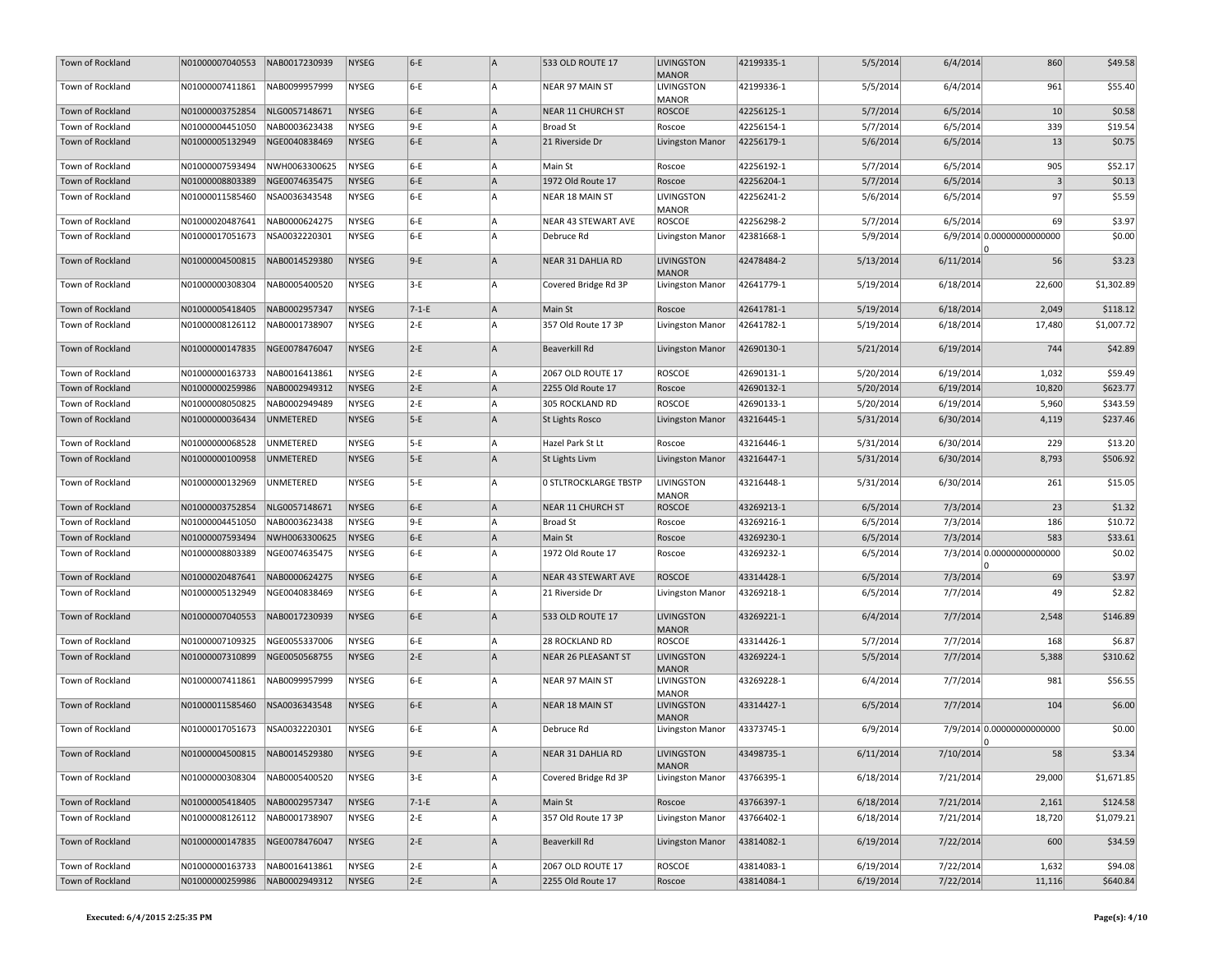| | | | | | | | | | | | | |
|---|---|---|---|---|---|---|---|---|---|---|---|---|
| Town of Rockland | N01000007040553 | NAB0017230939 | NYSEG | 6-E | A | 533 OLD ROUTE 17 | LIVINGSTON MANOR | 42199335-1 | 5/5/2014 | 6/4/2014 | 860 | $49.58 |
| Town of Rockland | N01000007411861 | NAB0099957999 | NYSEG | 6-E | A | NEAR 97 MAIN ST | LIVINGSTON MANOR | 42199336-1 | 5/5/2014 | 6/4/2014 | 961 | $55.40 |
| Town of Rockland | N01000003752854 | NLG0057148671 | NYSEG | 6-E | A | NEAR 11 CHURCH ST | ROSCOE | 42256125-1 | 5/7/2014 | 6/5/2014 | 10 | $0.58 |
| Town of Rockland | N01000004451050 | NAB0003623438 | NYSEG | 9-E | A | Broad St | Roscoe | 42256154-1 | 5/7/2014 | 6/5/2014 | 339 | $19.54 |
| Town of Rockland | N01000005132949 | NGE0040838469 | NYSEG | 6-E | A | 21 Riverside Dr | Livingston Manor | 42256179-1 | 5/6/2014 | 6/5/2014 | 13 | $0.75 |
| Town of Rockland | N01000007593494 | NWH0063300625 | NYSEG | 6-E | A | Main St | Roscoe | 42256192-1 | 5/7/2014 | 6/5/2014 | 905 | $52.17 |
| Town of Rockland | N01000008803389 | NGE0074635475 | NYSEG | 6-E | A | 1972 Old Route 17 | Roscoe | 42256204-1 | 5/7/2014 | 6/5/2014 | 3 | $0.13 |
| Town of Rockland | N01000011585460 | NSA0036343548 | NYSEG | 6-E | A | NEAR 18 MAIN ST | LIVINGSTON MANOR | 42256241-2 | 5/6/2014 | 6/5/2014 | 97 | $5.59 |
| Town of Rockland | N01000020487641 | NAB0000624275 | NYSEG | 6-E | A | NEAR 43 STEWART AVE | ROSCOE | 42256298-2 | 5/7/2014 | 6/5/2014 | 69 | $3.97 |
| Town of Rockland | N01000017051673 | NSA0032220301 | NYSEG | 6-E | A | Debruce Rd | Livingston Manor | 42381668-1 | 5/9/2014 | 6/9/2014 | 0.000000000000000 | $0.00 |
| Town of Rockland | N01000004500815 | NAB0014529380 | NYSEG | 9-E | A | NEAR 31 DAHLIA RD | LIVINGSTON MANOR | 42478484-2 | 5/13/2014 | 6/11/2014 | 56 | $3.23 |
| Town of Rockland | N01000000308304 | NAB0005400520 | NYSEG | 3-E | A | Covered Bridge Rd 3P | Livingston Manor | 42641779-1 | 5/19/2014 | 6/18/2014 | 22,600 | $1,302.89 |
| Town of Rockland | N01000005418405 | NAB0002957347 | NYSEG | 7-1-E | A | Main St | Roscoe | 42641781-1 | 5/19/2014 | 6/18/2014 | 2,049 | $118.12 |
| Town of Rockland | N01000008126112 | NAB0001738907 | NYSEG | 2-E | A | 357 Old Route 17 3P | Livingston Manor | 42641782-1 | 5/19/2014 | 6/18/2014 | 17,480 | $1,007.72 |
| Town of Rockland | N01000000147835 | NGE0078476047 | NYSEG | 2-E | A | Beaverkill Rd | Livingston Manor | 42690130-1 | 5/21/2014 | 6/19/2014 | 744 | $42.89 |
| Town of Rockland | N01000000163733 | NAB0016413861 | NYSEG | 2-E | A | 2067 OLD ROUTE 17 | ROSCOE | 42690131-1 | 5/20/2014 | 6/19/2014 | 1,032 | $59.49 |
| Town of Rockland | N01000000259986 | NAB0002949312 | NYSEG | 2-E | A | 2255 Old Route 17 | Roscoe | 42690132-1 | 5/20/2014 | 6/19/2014 | 10,820 | $623.77 |
| Town of Rockland | N01000008050825 | NAB0002949489 | NYSEG | 2-E | A | 305 ROCKLAND RD | ROSCOE | 42690133-1 | 5/20/2014 | 6/19/2014 | 5,960 | $343.59 |
| Town of Rockland | N01000000036434 | UNMETERED | NYSEG | 5-E | A | St Lights Rosco | Livingston Manor | 43216445-1 | 5/31/2014 | 6/30/2014 | 4,119 | $237.46 |
| Town of Rockland | N01000000068528 | UNMETERED | NYSEG | 5-E | A | Hazel Park St Lt | Roscoe | 43216446-1 | 5/31/2014 | 6/30/2014 | 229 | $13.20 |
| Town of Rockland | N01000000100958 | UNMETERED | NYSEG | 5-E | A | St Lights Livm | Livingston Manor | 43216447-1 | 5/31/2014 | 6/30/2014 | 8,793 | $506.92 |
| Town of Rockland | N01000000132969 | UNMETERED | NYSEG | 5-E | A | 0 STLTROCKLARGE TBSTP | LIVINGSTON MANOR | 43216448-1 | 5/31/2014 | 6/30/2014 | 261 | $15.05 |
| Town of Rockland | N01000003752854 | NLG0057148671 | NYSEG | 6-E | A | NEAR 11 CHURCH ST | ROSCOE | 43269213-1 | 6/5/2014 | 7/3/2014 | 23 | $1.32 |
| Town of Rockland | N01000004451050 | NAB0003623438 | NYSEG | 9-E | A | Broad St | Roscoe | 43269216-1 | 6/5/2014 | 7/3/2014 | 186 | $10.72 |
| Town of Rockland | N01000007593494 | NWH0063300625 | NYSEG | 6-E | A | Main St | Roscoe | 43269230-1 | 6/5/2014 | 7/3/2014 | 583 | $33.61 |
| Town of Rockland | N01000008803389 | NGE0074635475 | NYSEG | 6-E | A | 1972 Old Route 17 | Roscoe | 43269232-1 | 6/5/2014 | 7/3/2014 | 0.000000000000000 | $0.02 |
| Town of Rockland | N01000020487641 | NAB0000624275 | NYSEG | 6-E | A | NEAR 43 STEWART AVE | ROSCOE | 43314428-1 | 6/5/2014 | 7/3/2014 | 69 | $3.97 |
| Town of Rockland | N01000005132949 | NGE0040838469 | NYSEG | 6-E | A | 21 Riverside Dr | Livingston Manor | 43269218-1 | 6/5/2014 | 7/7/2014 | 49 | $2.82 |
| Town of Rockland | N01000007040553 | NAB0017230939 | NYSEG | 6-E | A | 533 OLD ROUTE 17 | LIVINGSTON MANOR | 43269221-1 | 6/4/2014 | 7/7/2014 | 2,548 | $146.89 |
| Town of Rockland | N01000007109325 | NGE0055337006 | NYSEG | 6-E | A | 28 ROCKLAND RD | ROSCOE | 43314426-1 | 5/7/2014 | 7/7/2014 | 168 | $6.87 |
| Town of Rockland | N01000007310899 | NGE0050568755 | NYSEG | 2-E | A | NEAR 26 PLEASANT ST | LIVINGSTON MANOR | 43269224-1 | 5/5/2014 | 7/7/2014 | 5,388 | $310.62 |
| Town of Rockland | N01000007411861 | NAB0099957999 | NYSEG | 6-E | A | NEAR 97 MAIN ST | LIVINGSTON MANOR | 43269228-1 | 6/4/2014 | 7/7/2014 | 981 | $56.55 |
| Town of Rockland | N01000011585460 | NSA0036343548 | NYSEG | 6-E | A | NEAR 18 MAIN ST | LIVINGSTON MANOR | 43314427-1 | 6/5/2014 | 7/7/2014 | 104 | $6.00 |
| Town of Rockland | N01000017051673 | NSA0032220301 | NYSEG | 6-E | A | Debruce Rd | Livingston Manor | 43373745-1 | 6/9/2014 | 7/9/2014 | 0.000000000000000 | $0.00 |
| Town of Rockland | N01000004500815 | NAB0014529380 | NYSEG | 9-E | A | NEAR 31 DAHLIA RD | LIVINGSTON MANOR | 43498735-1 | 6/11/2014 | 7/10/2014 | 58 | $3.34 |
| Town of Rockland | N01000000308304 | NAB0005400520 | NYSEG | 3-E | A | Covered Bridge Rd 3P | Livingston Manor | 43766395-1 | 6/18/2014 | 7/21/2014 | 29,000 | $1,671.85 |
| Town of Rockland | N01000005418405 | NAB0002957347 | NYSEG | 7-1-E | A | Main St | Roscoe | 43766397-1 | 6/18/2014 | 7/21/2014 | 2,161 | $124.58 |
| Town of Rockland | N01000008126112 | NAB0001738907 | NYSEG | 2-E | A | 357 Old Route 17 3P | Livingston Manor | 43766402-1 | 6/18/2014 | 7/21/2014 | 18,720 | $1,079.21 |
| Town of Rockland | N01000000147835 | NGE0078476047 | NYSEG | 2-E | A | Beaverkill Rd | Livingston Manor | 43814082-1 | 6/19/2014 | 7/22/2014 | 600 | $34.59 |
| Town of Rockland | N01000000163733 | NAB0016413861 | NYSEG | 2-E | A | 2067 OLD ROUTE 17 | ROSCOE | 43814083-1 | 6/19/2014 | 7/22/2014 | 1,632 | $94.08 |
| Town of Rockland | N01000000259986 | NAB0002949312 | NYSEG | 2-E | A | 2255 Old Route 17 | Roscoe | 43814084-1 | 6/19/2014 | 7/22/2014 | 11,116 | $640.84 |

**Executed: 6/4/2015 2:25:35 PM**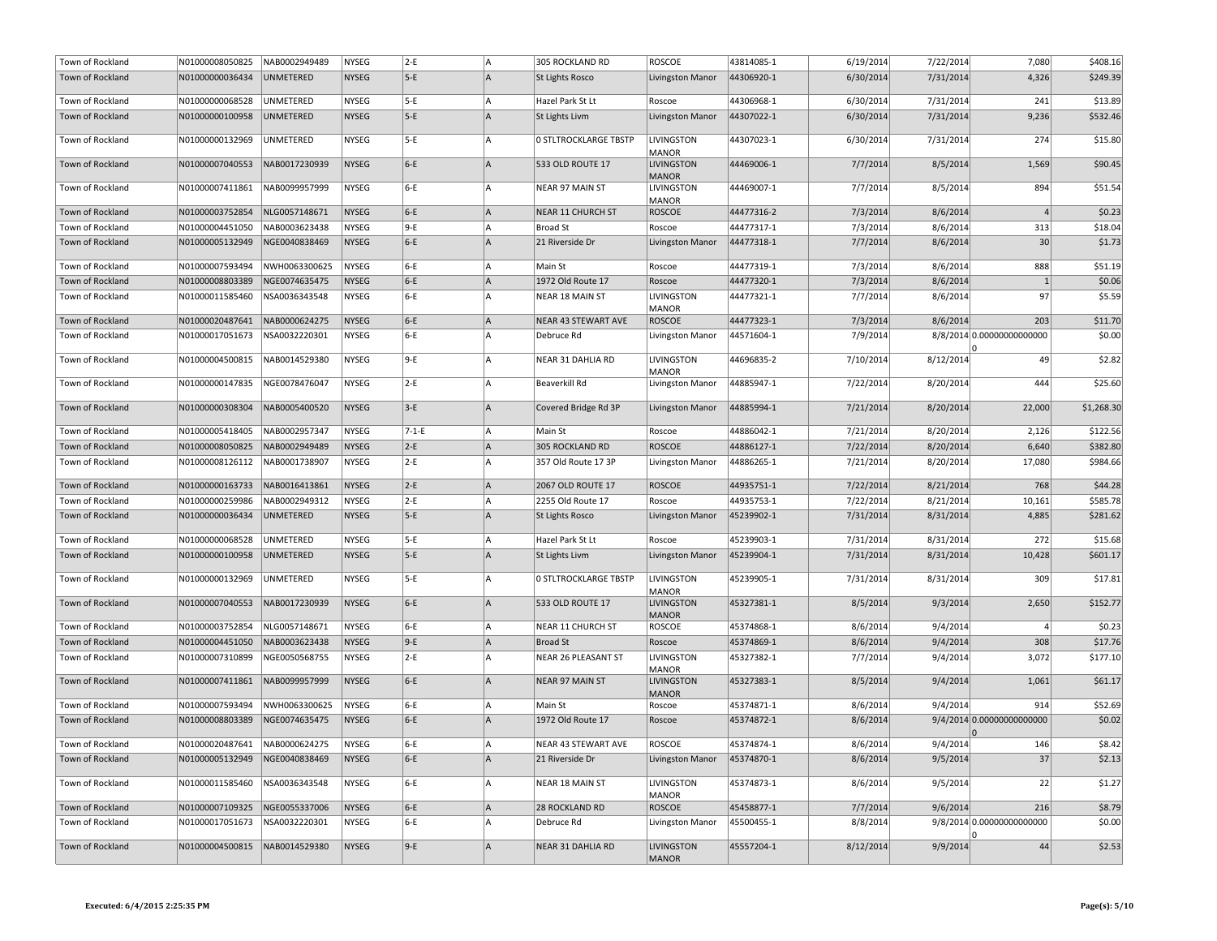| | | | | | | | | | | | |
|---|---|---|---|---|---|---|---|---|---|---|---|
| Town of Rockland | N01000008050825 | NAB0002949489 | NYSEG | 2-E | A | 305 ROCKLAND RD | ROSCOE | 43814085-1 | 6/19/2014 | 7/22/2014 | 7,080 | $408.16 |
| Town of Rockland | N01000000036434 | UNMETERED | NYSEG | 5-E | A | St Lights Rosco | Livingston Manor | 44306920-1 | 6/30/2014 | 7/31/2014 | 4,326 | $249.39 |
| Town of Rockland | N01000000068528 | UNMETERED | NYSEG | 5-E | A | Hazel Park St Lt | Roscoe | 44306968-1 | 6/30/2014 | 7/31/2014 | 241 | $13.89 |
| Town of Rockland | N01000000100958 | UNMETERED | NYSEG | 5-E | A | St Lights Livm | Livingston Manor | 44307022-1 | 6/30/2014 | 7/31/2014 | 9,236 | $532.46 |
| Town of Rockland | N01000000132969 | UNMETERED | NYSEG | 5-E | A | 0 STLTROCKLARGE TBSTP | LIVINGSTON MANOR | 44307023-1 | 6/30/2014 | 7/31/2014 | 274 | $15.80 |
| Town of Rockland | N01000007040553 | NAB0017230939 | NYSEG | 6-E | A | 533 OLD ROUTE 17 | LIVINGSTON MANOR | 44469006-1 | 7/7/2014 | 8/5/2014 | 1,569 | $90.45 |
| Town of Rockland | N01000007411861 | NAB0099957999 | NYSEG | 6-E | A | NEAR 97 MAIN ST | LIVINGSTON MANOR | 44469007-1 | 7/7/2014 | 8/5/2014 | 894 | $51.54 |
| Town of Rockland | N01000003752854 | NLG0057148671 | NYSEG | 6-E | A | NEAR 11 CHURCH ST | ROSCOE | 44477316-2 | 7/3/2014 | 8/6/2014 | 4 | $0.23 |
| Town of Rockland | N01000004451050 | NAB0003623438 | NYSEG | 9-E | A | Broad St | Roscoe | 44477317-1 | 7/3/2014 | 8/6/2014 | 313 | $18.04 |
| Town of Rockland | N01000005132949 | NGE0040838469 | NYSEG | 6-E | A | 21 Riverside Dr | Livingston Manor | 44477318-1 | 7/7/2014 | 8/6/2014 | 30 | $1.73 |
| Town of Rockland | N01000007593494 | NWH0063300625 | NYSEG | 6-E | A | Main St | Roscoe | 44477319-1 | 7/3/2014 | 8/6/2014 | 888 | $51.19 |
| Town of Rockland | N01000008803389 | NGE0074635475 | NYSEG | 6-E | A | 1972 Old Route 17 | Roscoe | 44477320-1 | 7/3/2014 | 8/6/2014 | 1 | $0.06 |
| Town of Rockland | N01000011585460 | NSA0036343548 | NYSEG | 6-E | A | NEAR 18 MAIN ST | LIVINGSTON MANOR | 44477321-1 | 7/7/2014 | 8/6/2014 | 97 | $5.59 |
| Town of Rockland | N01000020487641 | NAB0000624275 | NYSEG | 6-E | A | NEAR 43 STEWART AVE | ROSCOE | 44477323-1 | 7/3/2014 | 8/6/2014 | 203 | $11.70 |
| Town of Rockland | N01000017051673 | NSA0032220301 | NYSEG | 6-E | A | Debruce Rd | Livingston Manor | 44571604-1 | 7/9/2014 | 8/8/2014 | 0.000000000000000 | $0.00 |
| Town of Rockland | N01000004500815 | NAB0014529380 | NYSEG | 9-E | A | NEAR 31 DAHLIA RD | LIVINGSTON MANOR | 44696835-2 | 7/10/2014 | 8/12/2014 | 49 | $2.82 |
| Town of Rockland | N01000000147835 | NGE0078476047 | NYSEG | 2-E | A | Beaverkill Rd | Livingston Manor | 44885947-1 | 7/22/2014 | 8/20/2014 | 444 | $25.60 |
| Town of Rockland | N01000000308304 | NAB0005400520 | NYSEG | 3-E | A | Covered Bridge Rd 3P | Livingston Manor | 44885994-1 | 7/21/2014 | 8/20/2014 | 22,000 | $1,268.30 |
| Town of Rockland | N01000005418405 | NAB0002957347 | NYSEG | 7-1-E | A | Main St | Roscoe | 44886042-1 | 7/21/2014 | 8/20/2014 | 2,126 | $122.56 |
| Town of Rockland | N01000008050825 | NAB0002949489 | NYSEG | 2-E | A | 305 ROCKLAND RD | ROSCOE | 44886127-1 | 7/22/2014 | 8/20/2014 | 6,640 | $382.80 |
| Town of Rockland | N01000008126112 | NAB0001738907 | NYSEG | 2-E | A | 357 Old Route 17 3P | Livingston Manor | 44886265-1 | 7/21/2014 | 8/20/2014 | 17,080 | $984.66 |
| Town of Rockland | N01000000163733 | NAB0016413861 | NYSEG | 2-E | A | 2067 OLD ROUTE 17 | ROSCOE | 44935751-1 | 7/22/2014 | 8/21/2014 | 768 | $44.28 |
| Town of Rockland | N01000000259986 | NAB0002949312 | NYSEG | 2-E | A | 2255 Old Route 17 | Roscoe | 44935753-1 | 7/22/2014 | 8/21/2014 | 10,161 | $585.78 |
| Town of Rockland | N01000000036434 | UNMETERED | NYSEG | 5-E | A | St Lights Rosco | Livingston Manor | 45239902-1 | 7/31/2014 | 8/31/2014 | 4,885 | $281.62 |
| Town of Rockland | N01000000068528 | UNMETERED | NYSEG | 5-E | A | Hazel Park St Lt | Roscoe | 45239903-1 | 7/31/2014 | 8/31/2014 | 272 | $15.68 |
| Town of Rockland | N01000000100958 | UNMETERED | NYSEG | 5-E | A | St Lights Livm | Livingston Manor | 45239904-1 | 7/31/2014 | 8/31/2014 | 10,428 | $601.17 |
| Town of Rockland | N01000000132969 | UNMETERED | NYSEG | 5-E | A | 0 STLTROCKLARGE TBSTP | LIVINGSTON MANOR | 45239905-1 | 7/31/2014 | 8/31/2014 | 309 | $17.81 |
| Town of Rockland | N01000007040553 | NAB0017230939 | NYSEG | 6-E | A | 533 OLD ROUTE 17 | LIVINGSTON MANOR | 45327381-1 | 8/5/2014 | 9/3/2014 | 2,650 | $152.77 |
| Town of Rockland | N01000003752854 | NLG0057148671 | NYSEG | 6-E | A | NEAR 11 CHURCH ST | ROSCOE | 45374868-1 | 8/6/2014 | 9/4/2014 | 4 | $0.23 |
| Town of Rockland | N01000004451050 | NAB0003623438 | NYSEG | 9-E | A | Broad St | Roscoe | 45374869-1 | 8/6/2014 | 9/4/2014 | 308 | $17.76 |
| Town of Rockland | N01000007310899 | NGE0050568755 | NYSEG | 2-E | A | NEAR 26 PLEASANT ST | LIVINGSTON MANOR | 45327382-1 | 7/7/2014 | 9/4/2014 | 3,072 | $177.10 |
| Town of Rockland | N01000007411861 | NAB0099957999 | NYSEG | 6-E | A | NEAR 97 MAIN ST | LIVINGSTON MANOR | 45327383-1 | 8/5/2014 | 9/4/2014 | 1,061 | $61.17 |
| Town of Rockland | N01000007593494 | NWH0063300625 | NYSEG | 6-E | A | Main St | Roscoe | 45374871-1 | 8/6/2014 | 9/4/2014 | 914 | $52.69 |
| Town of Rockland | N01000008803389 | NGE0074635475 | NYSEG | 6-E | A | 1972 Old Route 17 | Roscoe | 45374872-1 | 8/6/2014 | 9/4/2014 | 0.000000000000000 | $0.02 |
| Town of Rockland | N01000020487641 | NAB0000624275 | NYSEG | 6-E | A | NEAR 43 STEWART AVE | ROSCOE | 45374874-1 | 8/6/2014 | 9/4/2014 | 146 | $8.42 |
| Town of Rockland | N01000005132949 | NGE0040838469 | NYSEG | 6-E | A | 21 Riverside Dr | Livingston Manor | 45374870-1 | 8/6/2014 | 9/5/2014 | 37 | $2.13 |
| Town of Rockland | N01000011585460 | NSA0036343548 | NYSEG | 6-E | A | NEAR 18 MAIN ST | LIVINGSTON MANOR | 45374873-1 | 8/6/2014 | 9/5/2014 | 22 | $1.27 |
| Town of Rockland | N01000007109325 | NGE0055337006 | NYSEG | 6-E | A | 28 ROCKLAND RD | ROSCOE | 45458877-1 | 7/7/2014 | 9/6/2014 | 216 | $8.79 |
| Town of Rockland | N01000017051673 | NSA0032220301 | NYSEG | 6-E | A | Debruce Rd | Livingston Manor | 45500455-1 | 8/8/2014 | 9/8/2014 | 0.000000000000000 | $0.00 |
| Town of Rockland | N01000004500815 | NAB0014529380 | NYSEG | 9-E | A | NEAR 31 DAHLIA RD | LIVINGSTON MANOR | 45557204-1 | 8/12/2014 | 9/9/2014 | 44 | $2.53 |

Executed: 6/4/2015 2:25:35 PM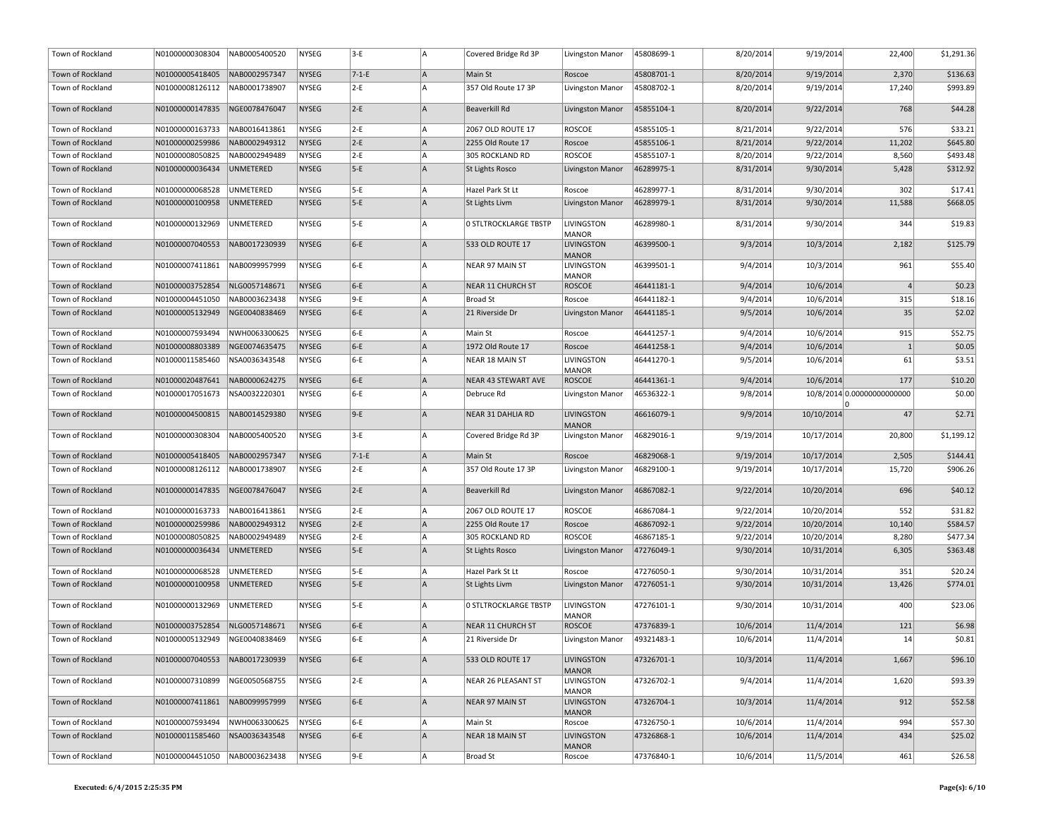| | | | | | | | | | | | | |
|---|---|---|---|---|---|---|---|---|---|---|---|---|
| Town of Rockland | N01000000308304 | NAB0005400520 | NYSEG | 3-E | A | Covered Bridge Rd 3P | Livingston Manor | 45808699-1 | 8/20/2014 | 9/19/2014 | 22,400 | $1,291.36 |
| Town of Rockland | N01000005418405 | NAB0002957347 | NYSEG | 7-1-E | A | Main St | Roscoe | 45808701-1 | 8/20/2014 | 9/19/2014 | 2,370 | $136.63 |
| Town of Rockland | N01000008126112 | NAB0001738907 | NYSEG | 2-E | A | 357 Old Route 17 3P | Livingston Manor | 45808702-1 | 8/20/2014 | 9/19/2014 | 17,240 | $993.89 |
| Town of Rockland | N01000000147835 | NGE0078476047 | NYSEG | 2-E | A | Beaverkill Rd | Livingston Manor | 45855104-1 | 8/20/2014 | 9/22/2014 | 768 | $44.28 |
| Town of Rockland | N01000000163733 | NAB0016413861 | NYSEG | 2-E | A | 2067 OLD ROUTE 17 | ROSCOE | 45855105-1 | 8/21/2014 | 9/22/2014 | 576 | $33.21 |
| Town of Rockland | N01000000259986 | NAB0002949312 | NYSEG | 2-E | A | 2255 Old Route 17 | Roscoe | 45855106-1 | 8/21/2014 | 9/22/2014 | 11,202 | $645.80 |
| Town of Rockland | N01000008050825 | NAB0002949489 | NYSEG | 2-E | A | 305 ROCKLAND RD | ROSCOE | 45855107-1 | 8/20/2014 | 9/22/2014 | 8,560 | $493.48 |
| Town of Rockland | N01000000036434 | UNMETERED | NYSEG | 5-E | A | St Lights Rosco | Livingston Manor | 46289975-1 | 8/31/2014 | 9/30/2014 | 5,428 | $312.92 |
| Town of Rockland | N01000000068528 | UNMETERED | NYSEG | 5-E | A | Hazel Park St Lt | Roscoe | 46289977-1 | 8/31/2014 | 9/30/2014 | 302 | $17.41 |
| Town of Rockland | N01000000100958 | UNMETERED | NYSEG | 5-E | A | St Lights Livm | Livingston Manor | 46289979-1 | 8/31/2014 | 9/30/2014 | 11,588 | $668.05 |
| Town of Rockland | N01000000132969 | UNMETERED | NYSEG | 5-E | A | 0 STLTROCKLARGE TBSTP | LIVINGSTON MANOR | 46289980-1 | 8/31/2014 | 9/30/2014 | 344 | $19.83 |
| Town of Rockland | N01000007040553 | NAB0017230939 | NYSEG | 6-E | A | 533 OLD ROUTE 17 | LIVINGSTON MANOR | 46399500-1 | 9/3/2014 | 10/3/2014 | 2,182 | $125.79 |
| Town of Rockland | N01000007411861 | NAB0099957999 | NYSEG | 6-E | A | NEAR 97 MAIN ST | LIVINGSTON MANOR | 46399501-1 | 9/4/2014 | 10/3/2014 | 961 | $55.40 |
| Town of Rockland | N01000003752854 | NLG0057148671 | NYSEG | 6-E | A | NEAR 11 CHURCH ST | ROSCOE | 46441181-1 | 9/4/2014 | 10/6/2014 | 4 | $0.23 |
| Town of Rockland | N01000004451050 | NAB0003623438 | NYSEG | 9-E | A | Broad St | Roscoe | 46441182-1 | 9/4/2014 | 10/6/2014 | 315 | $18.16 |
| Town of Rockland | N01000005132949 | NGE0040838469 | NYSEG | 6-E | A | 21 Riverside Dr | Livingston Manor | 46441185-1 | 9/5/2014 | 10/6/2014 | 35 | $2.02 |
| Town of Rockland | N01000007593494 | NWH0063300625 | NYSEG | 6-E | A | Main St | Roscoe | 46441257-1 | 9/4/2014 | 10/6/2014 | 915 | $52.75 |
| Town of Rockland | N01000008803389 | NGE0074635475 | NYSEG | 6-E | A | 1972 Old Route 17 | Roscoe | 46441258-1 | 9/4/2014 | 10/6/2014 | 1 | $0.05 |
| Town of Rockland | N01000011585460 | NSA0036343548 | NYSEG | 6-E | A | NEAR 18 MAIN ST | LIVINGSTON MANOR | 46441270-1 | 9/5/2014 | 10/6/2014 | 61 | $3.51 |
| Town of Rockland | N01000020487641 | NAB0000624275 | NYSEG | 6-E | A | NEAR 43 STEWART AVE | ROSCOE | 46441361-1 | 9/4/2014 | 10/6/2014 | 177 | $10.20 |
| Town of Rockland | N01000017051673 | NSA0032220301 | NYSEG | 6-E | A | Debruce Rd | Livingston Manor | 46536322-1 | 9/8/2014 | 10/8/2014 | 0.000000000000000 | $0.00 |
| Town of Rockland | N01000004500815 | NAB0014529380 | NYSEG | 9-E | A | NEAR 31 DAHLIA RD | LIVINGSTON MANOR | 46616079-1 | 9/9/2014 | 10/10/2014 | 47 | $2.71 |
| Town of Rockland | N01000000308304 | NAB0005400520 | NYSEG | 3-E | A | Covered Bridge Rd 3P | Livingston Manor | 46829016-1 | 9/19/2014 | 10/17/2014 | 20,800 | $1,199.12 |
| Town of Rockland | N01000005418405 | NAB0002957347 | NYSEG | 7-1-E | A | Main St | Roscoe | 46829068-1 | 9/19/2014 | 10/17/2014 | 2,505 | $144.41 |
| Town of Rockland | N01000008126112 | NAB0001738907 | NYSEG | 2-E | A | 357 Old Route 17 3P | Livingston Manor | 46829100-1 | 9/19/2014 | 10/17/2014 | 15,720 | $906.26 |
| Town of Rockland | N01000000147835 | NGE0078476047 | NYSEG | 2-E | A | Beaverkill Rd | Livingston Manor | 46867082-1 | 9/22/2014 | 10/20/2014 | 696 | $40.12 |
| Town of Rockland | N01000000163733 | NAB0016413861 | NYSEG | 2-E | A | 2067 OLD ROUTE 17 | ROSCOE | 46867084-1 | 9/22/2014 | 10/20/2014 | 552 | $31.82 |
| Town of Rockland | N01000000259986 | NAB0002949312 | NYSEG | 2-E | A | 2255 Old Route 17 | Roscoe | 46867092-1 | 9/22/2014 | 10/20/2014 | 10,140 | $584.57 |
| Town of Rockland | N01000008050825 | NAB0002949489 | NYSEG | 2-E | A | 305 ROCKLAND RD | ROSCOE | 46867185-1 | 9/22/2014 | 10/20/2014 | 8,280 | $477.34 |
| Town of Rockland | N01000000036434 | UNMETERED | NYSEG | 5-E | A | St Lights Rosco | Livingston Manor | 47276049-1 | 9/30/2014 | 10/31/2014 | 6,305 | $363.48 |
| Town of Rockland | N01000000068528 | UNMETERED | NYSEG | 5-E | A | Hazel Park St Lt | Roscoe | 47276050-1 | 9/30/2014 | 10/31/2014 | 351 | $20.24 |
| Town of Rockland | N01000000100958 | UNMETERED | NYSEG | 5-E | A | St Lights Livm | Livingston Manor | 47276051-1 | 9/30/2014 | 10/31/2014 | 13,426 | $774.01 |
| Town of Rockland | N01000000132969 | UNMETERED | NYSEG | 5-E | A | 0 STLTROCKLARGE TBSTP | LIVINGSTON MANOR | 47276101-1 | 9/30/2014 | 10/31/2014 | 400 | $23.06 |
| Town of Rockland | N01000003752854 | NLG0057148671 | NYSEG | 6-E | A | NEAR 11 CHURCH ST | ROSCOE | 47376839-1 | 10/6/2014 | 11/4/2014 | 121 | $6.98 |
| Town of Rockland | N01000005132949 | NGE0040838469 | NYSEG | 6-E | A | 21 Riverside Dr | Livingston Manor | 49321483-1 | 10/6/2014 | 11/4/2014 | 14 | $0.81 |
| Town of Rockland | N01000007040553 | NAB0017230939 | NYSEG | 6-E | A | 533 OLD ROUTE 17 | LIVINGSTON MANOR | 47326701-1 | 10/3/2014 | 11/4/2014 | 1,667 | $96.10 |
| Town of Rockland | N01000007310899 | NGE0050568755 | NYSEG | 2-E | A | NEAR 26 PLEASANT ST | LIVINGSTON MANOR | 47326702-1 | 9/4/2014 | 11/4/2014 | 1,620 | $93.39 |
| Town of Rockland | N01000007411861 | NAB0099957999 | NYSEG | 6-E | A | NEAR 97 MAIN ST | LIVINGSTON MANOR | 47326704-1 | 10/3/2014 | 11/4/2014 | 912 | $52.58 |
| Town of Rockland | N01000007593494 | NWH0063300625 | NYSEG | 6-E | A | Main St | Roscoe | 47326750-1 | 10/6/2014 | 11/4/2014 | 994 | $57.30 |
| Town of Rockland | N01000011585460 | NSA0036343548 | NYSEG | 6-E | A | NEAR 18 MAIN ST | LIVINGSTON MANOR | 47326868-1 | 10/6/2014 | 11/4/2014 | 434 | $25.02 |
| Town of Rockland | N01000004451050 | NAB0003623438 | NYSEG | 9-E | A | Broad St | Roscoe | 47376840-1 | 10/6/2014 | 11/5/2014 | 461 | $26.58 |

Executed: 6/4/2015 2:25:35 PM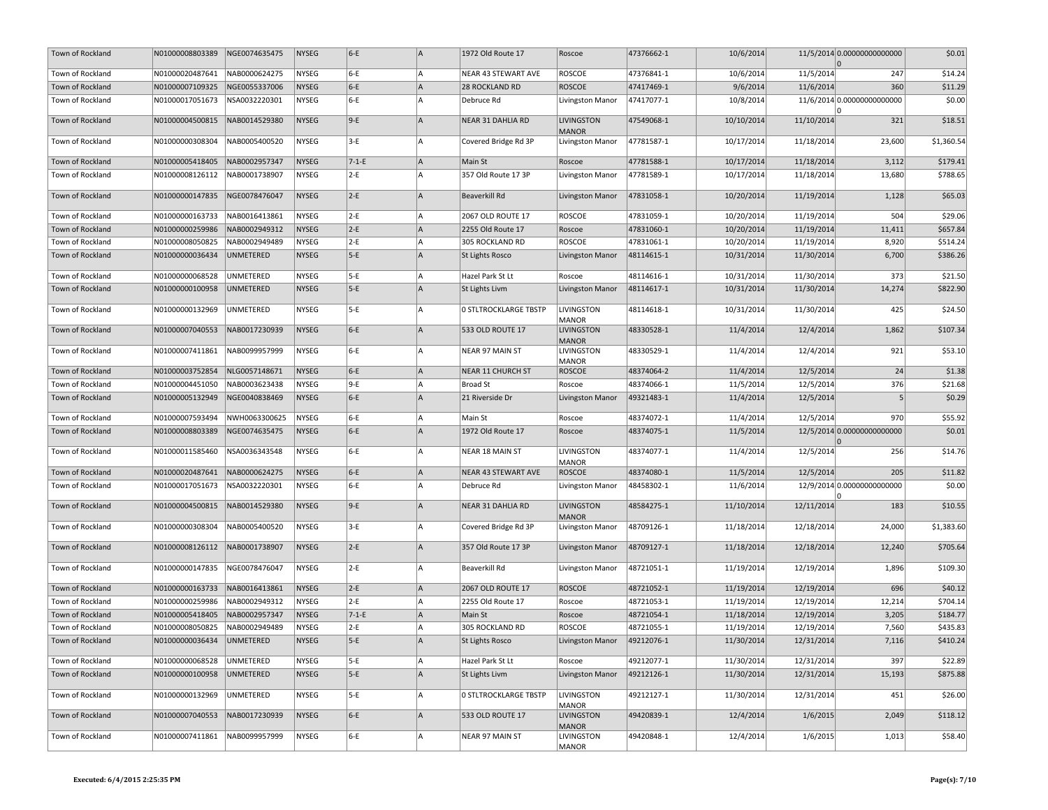| | | | | | | | | | | | |
|---|---|---|---|---|---|---|---|---|---|---|---|
| Town of Rockland | N01000008803389 | NGE0074635475 | NYSEG | 6-E | A | 1972 Old Route 17 | Roscoe | 47376662-1 | 10/6/2014 | 11/5/2014 | 0.000000000000000 | $0.01 |
| Town of Rockland | N01000020487641 | NAB0000624275 | NYSEG | 6-E | A | NEAR 43 STEWART AVE | ROSCOE | 47376841-1 | 10/6/2014 | 11/5/2014 | 247 | $14.24 |
| Town of Rockland | N01000007109325 | NGE0055337006 | NYSEG | 6-E | A | 28 ROCKLAND RD | ROSCOE | 47417469-1 | 9/6/2014 | 11/6/2014 | 360 | $11.29 |
| Town of Rockland | N01000017051673 | NSA0032220301 | NYSEG | 6-E | A | Debruce Rd | Livingston Manor | 47417077-1 | 10/8/2014 | 11/6/2014 | 0.000000000000000 | $0.00 |
| Town of Rockland | N01000004500815 | NAB0014529380 | NYSEG | 9-E | A | NEAR 31 DAHLIA RD | LIVINGSTON MANOR | 47549068-1 | 10/10/2014 | 11/10/2014 | 321 | $18.51 |
| Town of Rockland | N01000000308304 | NAB0005400520 | NYSEG | 3-E | A | Covered Bridge Rd 3P | Livingston Manor | 47781587-1 | 10/17/2014 | 11/18/2014 | 23,600 | $1,360.54 |
| Town of Rockland | N01000005418405 | NAB0002957347 | NYSEG | 7-1-E | A | Main St | Roscoe | 47781588-1 | 10/17/2014 | 11/18/2014 | 3,112 | $179.41 |
| Town of Rockland | N01000008126112 | NAB0001738907 | NYSEG | 2-E | A | 357 Old Route 17 3P | Livingston Manor | 47781589-1 | 10/17/2014 | 11/18/2014 | 13,680 | $788.65 |
| Town of Rockland | N01000000147835 | NGE0078476047 | NYSEG | 2-E | A | Beaverkill Rd | Livingston Manor | 47831058-1 | 10/20/2014 | 11/19/2014 | 1,128 | $65.03 |
| Town of Rockland | N01000000163733 | NAB0016413861 | NYSEG | 2-E | A | 2067 OLD ROUTE 17 | ROSCOE | 47831059-1 | 10/20/2014 | 11/19/2014 | 504 | $29.06 |
| Town of Rockland | N01000000259986 | NAB0002949312 | NYSEG | 2-E | A | 2255 Old Route 17 | Roscoe | 47831060-1 | 10/20/2014 | 11/19/2014 | 11,411 | $657.84 |
| Town of Rockland | N01000008050825 | NAB0002949489 | NYSEG | 2-E | A | 305 ROCKLAND RD | ROSCOE | 47831061-1 | 10/20/2014 | 11/19/2014 | 8,920 | $514.24 |
| Town of Rockland | N01000000036434 | UNMETERED | NYSEG | 5-E | A | St Lights Rosco | Livingston Manor | 48114615-1 | 10/31/2014 | 11/30/2014 | 6,700 | $386.26 |
| Town of Rockland | N01000000068528 | UNMETERED | NYSEG | 5-E | A | Hazel Park St Lt | Roscoe | 48114616-1 | 10/31/2014 | 11/30/2014 | 373 | $21.50 |
| Town of Rockland | N01000000100958 | UNMETERED | NYSEG | 5-E | A | St Lights Livm | Livingston Manor | 48114617-1 | 10/31/2014 | 11/30/2014 | 14,274 | $822.90 |
| Town of Rockland | N01000000132969 | UNMETERED | NYSEG | 5-E | A | 0 STLTROCKLARGE TBSTP | LIVINGSTON MANOR | 48114618-1 | 10/31/2014 | 11/30/2014 | 425 | $24.50 |
| Town of Rockland | N01000007040553 | NAB0017230939 | NYSEG | 6-E | A | 533 OLD ROUTE 17 | LIVINGSTON MANOR | 48330528-1 | 11/4/2014 | 12/4/2014 | 1,862 | $107.34 |
| Town of Rockland | N01000007411861 | NAB0099957999 | NYSEG | 6-E | A | NEAR 97 MAIN ST | LIVINGSTON MANOR | 48330529-1 | 11/4/2014 | 12/4/2014 | 921 | $53.10 |
| Town of Rockland | N01000003752854 | NLG0057148671 | NYSEG | 6-E | A | NEAR 11 CHURCH ST | ROSCOE | 48374064-2 | 11/4/2014 | 12/5/2014 | 24 | $1.38 |
| Town of Rockland | N01000004451050 | NAB0003623438 | NYSEG | 9-E | A | Broad St | Roscoe | 48374066-1 | 11/5/2014 | 12/5/2014 | 376 | $21.68 |
| Town of Rockland | N01000005132949 | NGE0040838469 | NYSEG | 6-E | A | 21 Riverside Dr | Livingston Manor | 49321483-1 | 11/4/2014 | 12/5/2014 | 5 | $0.29 |
| Town of Rockland | N01000007593494 | NWH0063300625 | NYSEG | 6-E | A | Main St | Roscoe | 48374072-1 | 11/4/2014 | 12/5/2014 | 970 | $55.92 |
| Town of Rockland | N01000008803389 | NGE0074635475 | NYSEG | 6-E | A | 1972 Old Route 17 | Roscoe | 48374075-1 | 11/5/2014 | 12/5/2014 | 0.000000000000000 | $0.01 |
| Town of Rockland | N01000011585460 | NSA0036343548 | NYSEG | 6-E | A | NEAR 18 MAIN ST | LIVINGSTON MANOR | 48374077-1 | 11/4/2014 | 12/5/2014 | 256 | $14.76 |
| Town of Rockland | N01000020487641 | NAB0000624275 | NYSEG | 6-E | A | NEAR 43 STEWART AVE | ROSCOE | 48374080-1 | 11/5/2014 | 12/5/2014 | 205 | $11.82 |
| Town of Rockland | N01000017051673 | NSA0032220301 | NYSEG | 6-E | A | Debruce Rd | Livingston Manor | 48458302-1 | 11/6/2014 | 12/9/2014 | 0.000000000000000 | $0.00 |
| Town of Rockland | N01000004500815 | NAB0014529380 | NYSEG | 9-E | A | NEAR 31 DAHLIA RD | LIVINGSTON MANOR | 48584275-1 | 11/10/2014 | 12/11/2014 | 183 | $10.55 |
| Town of Rockland | N01000000308304 | NAB0005400520 | NYSEG | 3-E | A | Covered Bridge Rd 3P | Livingston Manor | 48709126-1 | 11/18/2014 | 12/18/2014 | 24,000 | $1,383.60 |
| Town of Rockland | N01000008126112 | NAB0001738907 | NYSEG | 2-E | A | 357 Old Route 17 3P | Livingston Manor | 48709127-1 | 11/18/2014 | 12/18/2014 | 12,240 | $705.64 |
| Town of Rockland | N01000000147835 | NGE0078476047 | NYSEG | 2-E | A | Beaverkill Rd | Livingston Manor | 48721051-1 | 11/19/2014 | 12/19/2014 | 1,896 | $109.30 |
| Town of Rockland | N01000000163733 | NAB0016413861 | NYSEG | 2-E | A | 2067 OLD ROUTE 17 | ROSCOE | 48721052-1 | 11/19/2014 | 12/19/2014 | 696 | $40.12 |
| Town of Rockland | N01000000259986 | NAB0002949312 | NYSEG | 2-E | A | 2255 Old Route 17 | Roscoe | 48721053-1 | 11/19/2014 | 12/19/2014 | 12,214 | $704.14 |
| Town of Rockland | N01000005418405 | NAB0002957347 | NYSEG | 7-1-E | A | Main St | Roscoe | 48721054-1 | 11/18/2014 | 12/19/2014 | 3,205 | $184.77 |
| Town of Rockland | N01000008050825 | NAB0002949489 | NYSEG | 2-E | A | 305 ROCKLAND RD | ROSCOE | 48721055-1 | 11/19/2014 | 12/19/2014 | 7,560 | $435.83 |
| Town of Rockland | N01000000036434 | UNMETERED | NYSEG | 5-E | A | St Lights Rosco | Livingston Manor | 49212076-1 | 11/30/2014 | 12/31/2014 | 7,116 | $410.24 |
| Town of Rockland | N01000000068528 | UNMETERED | NYSEG | 5-E | A | Hazel Park St Lt | Roscoe | 49212077-1 | 11/30/2014 | 12/31/2014 | 397 | $22.89 |
| Town of Rockland | N01000000100958 | UNMETERED | NYSEG | 5-E | A | St Lights Livm | Livingston Manor | 49212126-1 | 11/30/2014 | 12/31/2014 | 15,193 | $875.88 |
| Town of Rockland | N01000000132969 | UNMETERED | NYSEG | 5-E | A | 0 STLTROCKLARGE TBSTP | LIVINGSTON MANOR | 49212127-1 | 11/30/2014 | 12/31/2014 | 451 | $26.00 |
| Town of Rockland | N01000007040553 | NAB0017230939 | NYSEG | 6-E | A | 533 OLD ROUTE 17 | LIVINGSTON MANOR | 49420839-1 | 12/4/2014 | 1/6/2015 | 2,049 | $118.12 |
| Town of Rockland | N01000007411861 | NAB0099957999 | NYSEG | 6-E | A | NEAR 97 MAIN ST | LIVINGSTON MANOR | 49420848-1 | 12/4/2014 | 1/6/2015 | 1,013 | $58.40 |

**Executed: 6/4/2015 2:25:35 PM**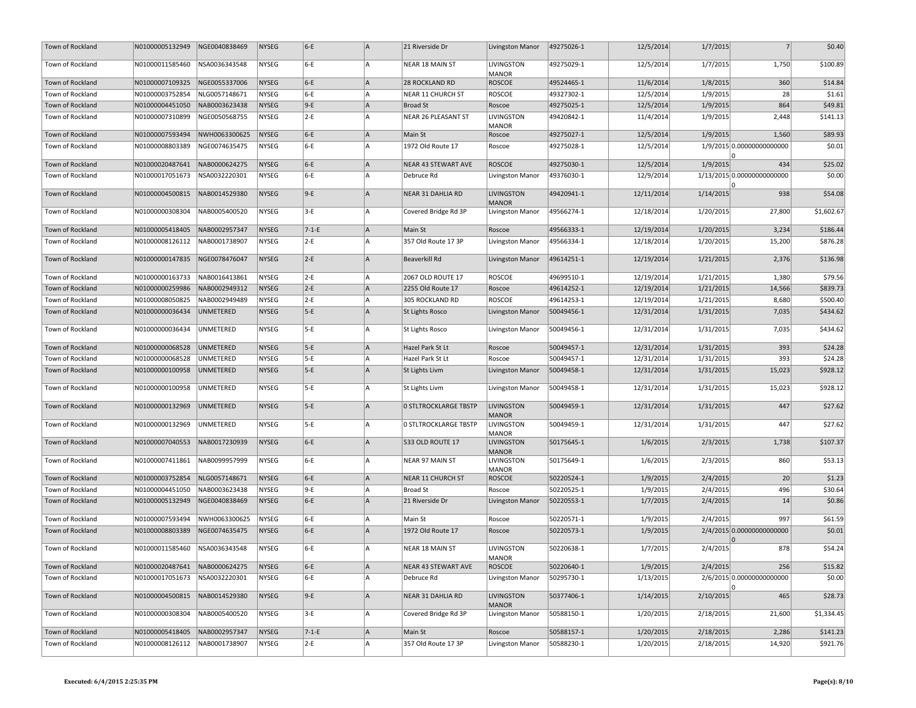| | | | | | | | | | | | |
|---|---|---|---|---|---|---|---|---|---|---|---|
| Town of Rockland | N01000005132949 | NGE0040838469 | NYSEG | 6-E | A | 21 Riverside Dr | Livingston Manor | 49275026-1 | 12/5/2014 | 1/7/2015 | 7 | $0.40 |
| Town of Rockland | N01000011585460 | NSA0036343548 | NYSEG | 6-E | A | NEAR 18 MAIN ST | LIVINGSTON MANOR | 49275029-1 | 12/5/2014 | 1/7/2015 | 1,750 | $100.89 |
| Town of Rockland | N01000007109325 | NGE0055337006 | NYSEG | 6-E | A | 28 ROCKLAND RD | ROSCOE | 49524465-1 | 11/6/2014 | 1/8/2015 | 360 | $14.84 |
| Town of Rockland | N01000003752854 | NLG0057148671 | NYSEG | 6-E | A | NEAR 11 CHURCH ST | ROSCOE | 49327302-1 | 12/5/2014 | 1/9/2015 | 28 | $1.61 |
| Town of Rockland | N01000004451050 | NAB0003623438 | NYSEG | 9-E | A | Broad St | Roscoe | 49275025-1 | 12/5/2014 | 1/9/2015 | 864 | $49.81 |
| Town of Rockland | N01000007310899 | NGE0050568755 | NYSEG | 2-E | A | NEAR 26 PLEASANT ST | LIVINGSTON MANOR | 49420842-1 | 11/4/2014 | 1/9/2015 | 2,448 | $141.13 |
| Town of Rockland | N01000007593494 | NWH0063300625 | NYSEG | 6-E | A | Main St | Roscoe | 49275027-1 | 12/5/2014 | 1/9/2015 | 1,560 | $89.93 |
| Town of Rockland | N01000008803389 | NGE0074635475 | NYSEG | 6-E | A | 1972 Old Route 17 | Roscoe | 49275028-1 | 12/5/2014 | 1/9/2015 | 0.000000000000000 | $0.01 |
| Town of Rockland | N01000020487641 | NAB0000624275 | NYSEG | 6-E | A | NEAR 43 STEWART AVE | ROSCOE | 49275030-1 | 12/5/2014 | 1/9/2015 | 434 | $25.02 |
| Town of Rockland | N01000017051673 | NSA0032220301 | NYSEG | 6-E | A | Debruce Rd | Livingston Manor | 49376030-1 | 12/9/2014 | 1/13/2015 | 0.000000000000000 | $0.00 |
| Town of Rockland | N01000004500815 | NAB0014529380 | NYSEG | 9-E | A | NEAR 31 DAHLIA RD | LIVINGSTON MANOR | 49420941-1 | 12/11/2014 | 1/14/2015 | 938 | $54.08 |
| Town of Rockland | N01000000308304 | NAB0005400520 | NYSEG | 3-E | A | Covered Bridge Rd 3P | Livingston Manor | 49566274-1 | 12/18/2014 | 1/20/2015 | 27,800 | $1,602.67 |
| Town of Rockland | N01000005418405 | NAB0002957347 | NYSEG | 7-1-E | A | Main St | Roscoe | 49566333-1 | 12/19/2014 | 1/20/2015 | 3,234 | $186.44 |
| Town of Rockland | N01000008126112 | NAB0001738907 | NYSEG | 2-E | A | 357 Old Route 17 3P | Livingston Manor | 49566334-1 | 12/18/2014 | 1/20/2015 | 15,200 | $876.28 |
| Town of Rockland | N01000000147835 | NGE0078476047 | NYSEG | 2-E | A | Beaverkill Rd | Livingston Manor | 49614251-1 | 12/19/2014 | 1/21/2015 | 2,376 | $136.98 |
| Town of Rockland | N01000000163733 | NAB0016413861 | NYSEG | 2-E | A | 2067 OLD ROUTE 17 | ROSCOE | 49699510-1 | 12/19/2014 | 1/21/2015 | 1,380 | $79.56 |
| Town of Rockland | N01000000259986 | NAB0002949312 | NYSEG | 2-E | A | 2255 Old Route 17 | Roscoe | 49614252-1 | 12/19/2014 | 1/21/2015 | 14,566 | $839.73 |
| Town of Rockland | N01000008050825 | NAB0002949489 | NYSEG | 2-E | A | 305 ROCKLAND RD | ROSCOE | 49614253-1 | 12/19/2014 | 1/21/2015 | 8,680 | $500.40 |
| Town of Rockland | N01000000036434 | UNMETERED | NYSEG | 5-E | A | St Lights Rosco | Livingston Manor | 50049456-1 | 12/31/2014 | 1/31/2015 | 7,035 | $434.62 |
| Town of Rockland | N01000000036434 | UNMETERED | NYSEG | 5-E | A | St Lights Rosco | Livingston Manor | 50049456-1 | 12/31/2014 | 1/31/2015 | 7,035 | $434.62 |
| Town of Rockland | N01000000068528 | UNMETERED | NYSEG | 5-E | A | Hazel Park St Lt | Roscoe | 50049457-1 | 12/31/2014 | 1/31/2015 | 393 | $24.28 |
| Town of Rockland | N01000000068528 | UNMETERED | NYSEG | 5-E | A | Hazel Park St Lt | Roscoe | 50049457-1 | 12/31/2014 | 1/31/2015 | 393 | $24.28 |
| Town of Rockland | N01000000100958 | UNMETERED | NYSEG | 5-E | A | St Lights Livm | Livingston Manor | 50049458-1 | 12/31/2014 | 1/31/2015 | 15,023 | $928.12 |
| Town of Rockland | N01000000100958 | UNMETERED | NYSEG | 5-E | A | St Lights Livm | Livingston Manor | 50049458-1 | 12/31/2014 | 1/31/2015 | 15,023 | $928.12 |
| Town of Rockland | N01000000132969 | UNMETERED | NYSEG | 5-E | A | 0 STLTROCKLARGE TBSTP | LIVINGSTON MANOR | 50049459-1 | 12/31/2014 | 1/31/2015 | 447 | $27.62 |
| Town of Rockland | N01000000132969 | UNMETERED | NYSEG | 5-E | A | 0 STLTROCKLARGE TBSTP | LIVINGSTON MANOR | 50049459-1 | 12/31/2014 | 1/31/2015 | 447 | $27.62 |
| Town of Rockland | N01000007040553 | NAB0017230939 | NYSEG | 6-E | A | 533 OLD ROUTE 17 | LIVINGSTON MANOR | 50175645-1 | 1/6/2015 | 2/3/2015 | 1,738 | $107.37 |
| Town of Rockland | N01000007411861 | NAB0099957999 | NYSEG | 6-E | A | NEAR 97 MAIN ST | LIVINGSTON MANOR | 50175649-1 | 1/6/2015 | 2/3/2015 | 860 | $53.13 |
| Town of Rockland | N01000003752854 | NLG0057148671 | NYSEG | 6-E | A | NEAR 11 CHURCH ST | ROSCOE | 50220524-1 | 1/9/2015 | 2/4/2015 | 20 | $1.23 |
| Town of Rockland | N01000004451050 | NAB0003623438 | NYSEG | 9-E | A | Broad St | Roscoe | 50220525-1 | 1/9/2015 | 2/4/2015 | 496 | $30.64 |
| Town of Rockland | N01000005132949 | NGE0040838469 | NYSEG | 6-E | A | 21 Riverside Dr | Livingston Manor | 50220553-1 | 1/7/2015 | 2/4/2015 | 14 | $0.86 |
| Town of Rockland | N01000007593494 | NWH0063300625 | NYSEG | 6-E | A | Main St | Roscoe | 50220571-1 | 1/9/2015 | 2/4/2015 | 997 | $61.59 |
| Town of Rockland | N01000008803389 | NGE0074635475 | NYSEG | 6-E | A | 1972 Old Route 17 | Roscoe | 50220573-1 | 1/9/2015 | 2/4/2015 | 0.000000000000000 | $0.01 |
| Town of Rockland | N01000011585460 | NSA0036343548 | NYSEG | 6-E | A | NEAR 18 MAIN ST | LIVINGSTON MANOR | 50220638-1 | 1/7/2015 | 2/4/2015 | 878 | $54.24 |
| Town of Rockland | N01000020487641 | NAB0000624275 | NYSEG | 6-E | A | NEAR 43 STEWART AVE | ROSCOE | 50220640-1 | 1/9/2015 | 2/4/2015 | 256 | $15.82 |
| Town of Rockland | N01000017051673 | NSA0032220301 | NYSEG | 6-E | A | Debruce Rd | Livingston Manor | 50295730-1 | 1/13/2015 | 2/6/2015 | 0.000000000000000 | $0.00 |
| Town of Rockland | N01000004500815 | NAB0014529380 | NYSEG | 9-E | A | NEAR 31 DAHLIA RD | LIVINGSTON MANOR | 50377406-1 | 1/14/2015 | 2/10/2015 | 465 | $28.73 |
| Town of Rockland | N01000000308304 | NAB0005400520 | NYSEG | 3-E | A | Covered Bridge Rd 3P | Livingston Manor | 50588150-1 | 1/20/2015 | 2/18/2015 | 21,600 | $1,334.45 |
| Town of Rockland | N01000005418405 | NAB0002957347 | NYSEG | 7-1-E | A | Main St | Roscoe | 50588157-1 | 1/20/2015 | 2/18/2015 | 2,286 | $141.23 |
| Town of Rockland | N01000008126112 | NAB0001738907 | NYSEG | 2-E | A | 357 Old Route 17 3P | Livingston Manor | 50588230-1 | 1/20/2015 | 2/18/2015 | 14,920 | $921.76 |

**Executed: 6/4/2015 2:25:35 PM**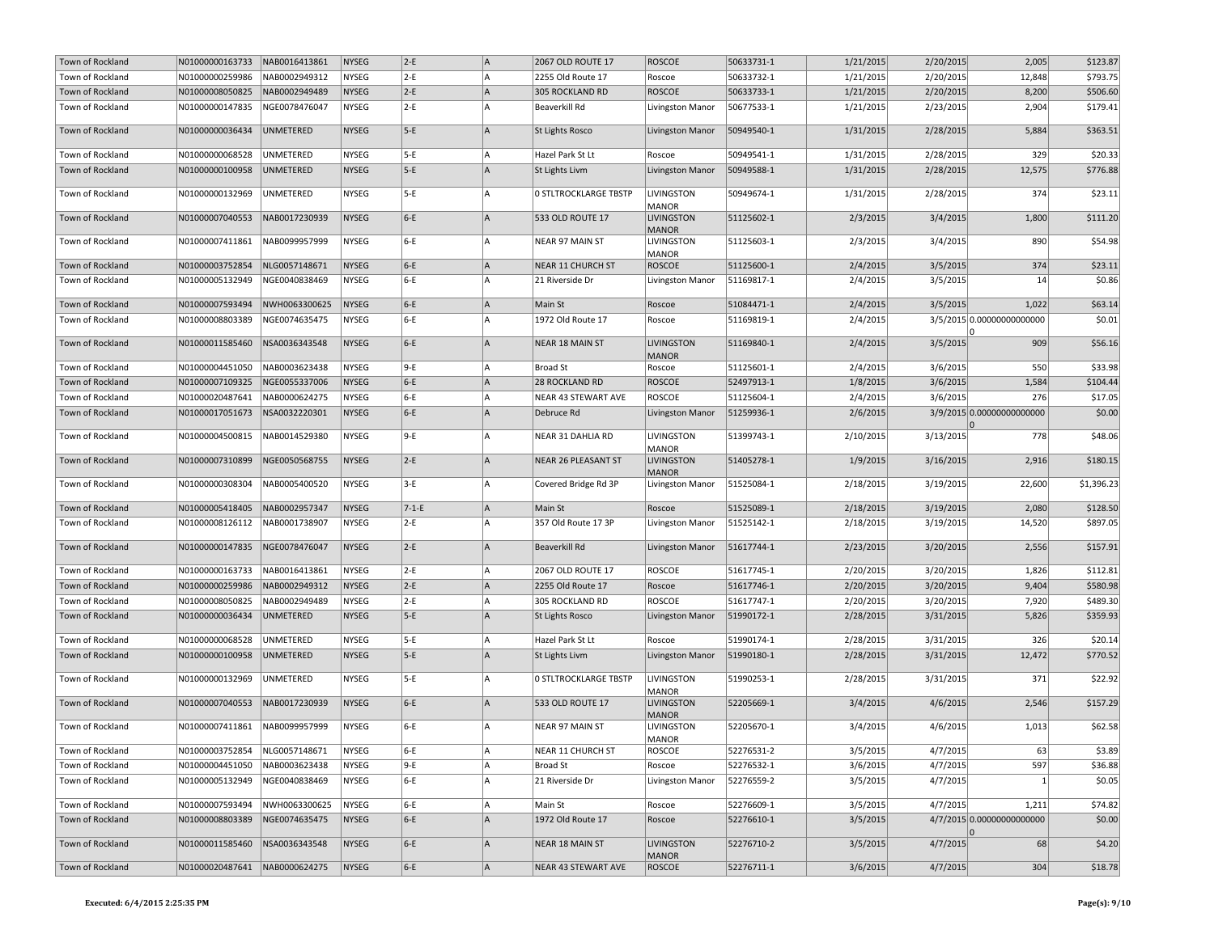| | | | | | | | | | | | | |
|---|---|---|---|---|---|---|---|---|---|---|---|---|
| Town of Rockland | N01000000163733 | NAB0016413861 | NYSEG | 2-E | A | 2067 OLD ROUTE 17 | ROSCOE | 50633731-1 | 1/21/2015 | 2/20/2015 | 2,005 | $123.87 |
| Town of Rockland | N01000000259986 | NAB0002949312 | NYSEG | 2-E | A | 2255 Old Route 17 | Roscoe | 50633732-1 | 1/21/2015 | 2/20/2015 | 12,848 | $793.75 |
| Town of Rockland | N01000008050825 | NAB0002949489 | NYSEG | 2-E | A | 305 ROCKLAND RD | ROSCOE | 50633733-1 | 1/21/2015 | 2/20/2015 | 8,200 | $506.60 |
| Town of Rockland | N01000000147835 | NGE0078476047 | NYSEG | 2-E | A | Beaverkill Rd | Livingston Manor | 50677533-1 | 1/21/2015 | 2/23/2015 | 2,904 | $179.41 |
| Town of Rockland | N01000000036434 | UNMETERED | NYSEG | 5-E | A | St Lights Rosco | Livingston Manor | 50949540-1 | 1/31/2015 | 2/28/2015 | 5,884 | $363.51 |
| Town of Rockland | N01000000068528 | UNMETERED | NYSEG | 5-E | A | Hazel Park St Lt | Roscoe | 50949541-1 | 1/31/2015 | 2/28/2015 | 329 | $20.33 |
| Town of Rockland | N01000000100958 | UNMETERED | NYSEG | 5-E | A | St Lights Livm | Livingston Manor | 50949588-1 | 1/31/2015 | 2/28/2015 | 12,575 | $776.88 |
| Town of Rockland | N01000000132969 | UNMETERED | NYSEG | 5-E | A | 0 STLTROCKLARGE TBSTP | LIVINGSTON MANOR | 50949674-1 | 1/31/2015 | 2/28/2015 | 374 | $23.11 |
| Town of Rockland | N01000007040553 | NAB0017230939 | NYSEG | 6-E | A | 533 OLD ROUTE 17 | LIVINGSTON MANOR | 51125602-1 | 2/3/2015 | 3/4/2015 | 1,800 | $111.20 |
| Town of Rockland | N01000007411861 | NAB0099957999 | NYSEG | 6-E | A | NEAR 97 MAIN ST | LIVINGSTON MANOR | 51125603-1 | 2/3/2015 | 3/4/2015 | 890 | $54.98 |
| Town of Rockland | N01000003752854 | NLG0057148671 | NYSEG | 6-E | A | NEAR 11 CHURCH ST | ROSCOE | 51125600-1 | 2/4/2015 | 3/5/2015 | 374 | $23.11 |
| Town of Rockland | N01000005132949 | NGE0040838469 | NYSEG | 6-E | A | 21 Riverside Dr | Livingston Manor | 51169817-1 | 2/4/2015 | 3/5/2015 | 14 | $0.86 |
| Town of Rockland | N01000007593494 | NWH0063300625 | NYSEG | 6-E | A | Main St | Roscoe | 51084471-1 | 2/4/2015 | 3/5/2015 | 1,022 | $63.14 |
| Town of Rockland | N01000008803389 | NGE0074635475 | NYSEG | 6-E | A | 1972 Old Route 17 | Roscoe | 51169819-1 | 2/4/2015 | 3/5/2015 | 0.000000000000000 | $0.01 |
| Town of Rockland | N01000011585460 | NSA0036343548 | NYSEG | 6-E | A | NEAR 18 MAIN ST | LIVINGSTON MANOR | 51169840-1 | 2/4/2015 | 3/5/2015 | 909 | $56.16 |
| Town of Rockland | N01000004451050 | NAB0003623438 | NYSEG | 9-E | A | Broad St | Roscoe | 51125601-1 | 2/4/2015 | 3/6/2015 | 550 | $33.98 |
| Town of Rockland | N01000007109325 | NGE0055337006 | NYSEG | 6-E | A | 28 ROCKLAND RD | ROSCOE | 52497913-1 | 1/8/2015 | 3/6/2015 | 1,584 | $104.44 |
| Town of Rockland | N01000020487641 | NAB0000624275 | NYSEG | 6-E | A | NEAR 43 STEWART AVE | ROSCOE | 51125604-1 | 2/4/2015 | 3/6/2015 | 276 | $17.05 |
| Town of Rockland | N01000017051673 | NSA0032220301 | NYSEG | 6-E | A | Debruce Rd | Livingston Manor | 51259936-1 | 2/6/2015 | 3/9/2015 | 0.000000000000000 | $0.00 |
| Town of Rockland | N01000004500815 | NAB0014529380 | NYSEG | 9-E | A | NEAR 31 DAHLIA RD | LIVINGSTON MANOR | 51399743-1 | 2/10/2015 | 3/13/2015 | 778 | $48.06 |
| Town of Rockland | N01000007310899 | NGE0050568755 | NYSEG | 2-E | A | NEAR 26 PLEASANT ST | LIVINGSTON MANOR | 51405278-1 | 1/9/2015 | 3/16/2015 | 2,916 | $180.15 |
| Town of Rockland | N01000000308304 | NAB0005400520 | NYSEG | 3-E | A | Covered Bridge Rd 3P | Livingston Manor | 51525084-1 | 2/18/2015 | 3/19/2015 | 22,600 | $1,396.23 |
| Town of Rockland | N01000005418405 | NAB0002957347 | NYSEG | 7-1-E | A | Main St | Roscoe | 51525089-1 | 2/18/2015 | 3/19/2015 | 2,080 | $128.50 |
| Town of Rockland | N01000008126112 | NAB0001738907 | NYSEG | 2-E | A | 357 Old Route 17 3P | Livingston Manor | 51525142-1 | 2/18/2015 | 3/19/2015 | 14,520 | $897.05 |
| Town of Rockland | N01000000147835 | NGE0078476047 | NYSEG | 2-E | A | Beaverkill Rd | Livingston Manor | 51617744-1 | 2/23/2015 | 3/20/2015 | 2,556 | $157.91 |
| Town of Rockland | N01000000163733 | NAB0016413861 | NYSEG | 2-E | A | 2067 OLD ROUTE 17 | ROSCOE | 51617745-1 | 2/20/2015 | 3/20/2015 | 1,826 | $112.81 |
| Town of Rockland | N01000000259986 | NAB0002949312 | NYSEG | 2-E | A | 2255 Old Route 17 | Roscoe | 51617746-1 | 2/20/2015 | 3/20/2015 | 9,404 | $580.98 |
| Town of Rockland | N01000008050825 | NAB0002949489 | NYSEG | 2-E | A | 305 ROCKLAND RD | ROSCOE | 51617747-1 | 2/20/2015 | 3/20/2015 | 7,920 | $489.30 |
| Town of Rockland | N01000000036434 | UNMETERED | NYSEG | 5-E | A | St Lights Rosco | Livingston Manor | 51990172-1 | 2/28/2015 | 3/31/2015 | 5,826 | $359.93 |
| Town of Rockland | N01000000068528 | UNMETERED | NYSEG | 5-E | A | Hazel Park St Lt | Roscoe | 51990174-1 | 2/28/2015 | 3/31/2015 | 326 | $20.14 |
| Town of Rockland | N01000000100958 | UNMETERED | NYSEG | 5-E | A | St Lights Livm | Livingston Manor | 51990180-1 | 2/28/2015 | 3/31/2015 | 12,472 | $770.52 |
| Town of Rockland | N01000000132969 | UNMETERED | NYSEG | 5-E | A | 0 STLTROCKLARGE TBSTP | LIVINGSTON MANOR | 51990253-1 | 2/28/2015 | 3/31/2015 | 371 | $22.92 |
| Town of Rockland | N01000007040553 | NAB0017230939 | NYSEG | 6-E | A | 533 OLD ROUTE 17 | LIVINGSTON MANOR | 52205669-1 | 3/4/2015 | 4/6/2015 | 2,546 | $157.29 |
| Town of Rockland | N01000007411861 | NAB0099957999 | NYSEG | 6-E | A | NEAR 97 MAIN ST | LIVINGSTON MANOR | 52205670-1 | 3/4/2015 | 4/6/2015 | 1,013 | $62.58 |
| Town of Rockland | N01000003752854 | NLG0057148671 | NYSEG | 6-E | A | NEAR 11 CHURCH ST | ROSCOE | 52276531-2 | 3/5/2015 | 4/7/2015 | 63 | $3.89 |
| Town of Rockland | N01000004451050 | NAB0003623438 | NYSEG | 9-E | A | Broad St | Roscoe | 52276532-1 | 3/6/2015 | 4/7/2015 | 597 | $36.88 |
| Town of Rockland | N01000005132949 | NGE0040838469 | NYSEG | 6-E | A | 21 Riverside Dr | Livingston Manor | 52276559-2 | 3/5/2015 | 4/7/2015 | 1 | $0.05 |
| Town of Rockland | N01000007593494 | NWH0063300625 | NYSEG | 6-E | A | Main St | Roscoe | 52276609-1 | 3/5/2015 | 4/7/2015 | 1,211 | $74.82 |
| Town of Rockland | N01000008803389 | NGE0074635475 | NYSEG | 6-E | A | 1972 Old Route 17 | Roscoe | 52276610-1 | 3/5/2015 | 4/7/2015 | 0.000000000000000 | $0.00 |
| Town of Rockland | N01000011585460 | NSA0036343548 | NYSEG | 6-E | A | NEAR 18 MAIN ST | LIVINGSTON MANOR | 52276710-2 | 3/5/2015 | 4/7/2015 | 68 | $4.20 |
| Town of Rockland | N01000020487641 | NAB0000624275 | NYSEG | 6-E | A | NEAR 43 STEWART AVE | ROSCOE | 52276711-1 | 3/6/2015 | 4/7/2015 | 304 | $18.78 |

**Executed: 6/4/2015 2:25:35 PM**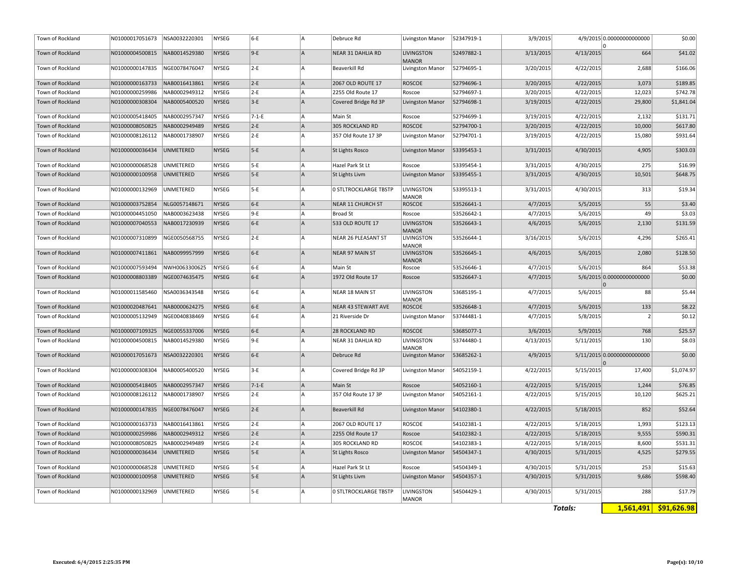| | | | | | | | | | | | | |
|---|---|---|---|---|---|---|---|---|---|---|---|---|
| Town of Rockland | N01000017051673 | NSA0032220301 | NYSEG | 6-E | A | Debruce Rd | Livingston Manor | 52347919-1 | 3/9/2015 | 4/9/2015 | 0.000000000000000 | $0.00 |
| Town of Rockland | N01000004500815 | NAB0014529380 | NYSEG | 9-E | A | NEAR 31 DAHLIA RD | LIVINGSTON MANOR | 52497882-1 | 3/13/2015 | 4/13/2015 | 664 | $41.02 |
| Town of Rockland | N01000000147835 | NGE0078476047 | NYSEG | 2-E | A | Beaverkill Rd | Livingston Manor | 52794695-1 | 3/20/2015 | 4/22/2015 | 2,688 | $166.06 |
| Town of Rockland | N01000000163733 | NAB0016413861 | NYSEG | 2-E | A | 2067 OLD ROUTE 17 | ROSCOE | 52794696-1 | 3/20/2015 | 4/22/2015 | 3,073 | $189.85 |
| Town of Rockland | N01000000259986 | NAB0002949312 | NYSEG | 2-E | A | 2255 Old Route 17 | Roscoe | 52794697-1 | 3/20/2015 | 4/22/2015 | 12,023 | $742.78 |
| Town of Rockland | N01000000308304 | NAB0005400520 | NYSEG | 3-E | A | Covered Bridge Rd 3P | Livingston Manor | 52794698-1 | 3/19/2015 | 4/22/2015 | 29,800 | $1,841.04 |
| Town of Rockland | N01000005418405 | NAB0002957347 | NYSEG | 7-1-E | A | Main St | Roscoe | 52794699-1 | 3/19/2015 | 4/22/2015 | 2,132 | $131.71 |
| Town of Rockland | N01000008050825 | NAB0002949489 | NYSEG | 2-E | A | 305 ROCKLAND RD | ROSCOE | 52794700-1 | 3/20/2015 | 4/22/2015 | 10,000 | $617.80 |
| Town of Rockland | N01000008126112 | NAB0001738907 | NYSEG | 2-E | A | 357 Old Route 17 3P | Livingston Manor | 52794701-1 | 3/19/2015 | 4/22/2015 | 15,080 | $931.64 |
| Town of Rockland | N01000000036434 | UNMETERED | NYSEG | 5-E | A | St Lights Rosco | Livingston Manor | 53395453-1 | 3/31/2015 | 4/30/2015 | 4,905 | $303.03 |
| Town of Rockland | N01000000068528 | UNMETERED | NYSEG | 5-E | A | Hazel Park St Lt | Roscoe | 53395454-1 | 3/31/2015 | 4/30/2015 | 275 | $16.99 |
| Town of Rockland | N01000000100958 | UNMETERED | NYSEG | 5-E | A | St Lights Livm | Livingston Manor | 53395455-1 | 3/31/2015 | 4/30/2015 | 10,501 | $648.75 |
| Town of Rockland | N01000000132969 | UNMETERED | NYSEG | 5-E | A | 0 STLTROCKLARGE TBSTP | LIVINGSTON MANOR | 53395513-1 | 3/31/2015 | 4/30/2015 | 313 | $19.34 |
| Town of Rockland | N01000003752854 | NLG0057148671 | NYSEG | 6-E | A | NEAR 11 CHURCH ST | ROSCOE | 53526641-1 | 4/7/2015 | 5/5/2015 | 55 | $3.40 |
| Town of Rockland | N01000004451050 | NAB0003623438 | NYSEG | 9-E | A | Broad St | Roscoe | 53526642-1 | 4/7/2015 | 5/6/2015 | 49 | $3.03 |
| Town of Rockland | N01000007040553 | NAB0017230939 | NYSEG | 6-E | A | 533 OLD ROUTE 17 | LIVINGSTON MANOR | 53526643-1 | 4/6/2015 | 5/6/2015 | 2,130 | $131.59 |
| Town of Rockland | N01000007310899 | NGE0050568755 | NYSEG | 2-E | A | NEAR 26 PLEASANT ST | LIVINGSTON MANOR | 53526644-1 | 3/16/2015 | 5/6/2015 | 4,296 | $265.41 |
| Town of Rockland | N01000007411861 | NAB0099957999 | NYSEG | 6-E | A | NEAR 97 MAIN ST | LIVINGSTON MANOR | 53526645-1 | 4/6/2015 | 5/6/2015 | 2,080 | $128.50 |
| Town of Rockland | N01000007593494 | NWH0063300625 | NYSEG | 6-E | A | Main St | Roscoe | 53526646-1 | 4/7/2015 | 5/6/2015 | 864 | $53.38 |
| Town of Rockland | N01000008803389 | NGE0074635475 | NYSEG | 6-E | A | 1972 Old Route 17 | Roscoe | 53526647-1 | 4/7/2015 | 5/6/2015 | 0.000000000000000 | $0.00 |
| Town of Rockland | N01000011585460 | NSA0036343548 | NYSEG | 6-E | A | NEAR 18 MAIN ST | LIVINGSTON MANOR | 53685195-1 | 4/7/2015 | 5/6/2015 | 88 | $5.44 |
| Town of Rockland | N01000020487641 | NAB0000624275 | NYSEG | 6-E | A | NEAR 43 STEWART AVE | ROSCOE | 53526648-1 | 4/7/2015 | 5/6/2015 | 133 | $8.22 |
| Town of Rockland | N01000005132949 | NGE0040838469 | NYSEG | 6-E | A | 21 Riverside Dr | Livingston Manor | 53744481-1 | 4/7/2015 | 5/8/2015 | 2 | $0.12 |
| Town of Rockland | N01000007109325 | NGE0055337006 | NYSEG | 6-E | A | 28 ROCKLAND RD | ROSCOE | 53685077-1 | 3/6/2015 | 5/9/2015 | 768 | $25.57 |
| Town of Rockland | N01000004500815 | NAB0014529380 | NYSEG | 9-E | A | NEAR 31 DAHLIA RD | LIVINGSTON MANOR | 53744480-1 | 4/13/2015 | 5/11/2015 | 130 | $8.03 |
| Town of Rockland | N01000017051673 | NSA0032220301 | NYSEG | 6-E | A | Debruce Rd | Livingston Manor | 53685262-1 | 4/9/2015 | 5/11/2015 | 0.000000000000000 | $0.00 |
| Town of Rockland | N01000000308304 | NAB0005400520 | NYSEG | 3-E | A | Covered Bridge Rd 3P | Livingston Manor | 54052159-1 | 4/22/2015 | 5/15/2015 | 17,400 | $1,074.97 |
| Town of Rockland | N01000005418405 | NAB0002957347 | NYSEG | 7-1-E | A | Main St | Roscoe | 54052160-1 | 4/22/2015 | 5/15/2015 | 1,244 | $76.85 |
| Town of Rockland | N01000008126112 | NAB0001738907 | NYSEG | 2-E | A | 357 Old Route 17 3P | Livingston Manor | 54052161-1 | 4/22/2015 | 5/15/2015 | 10,120 | $625.21 |
| Town of Rockland | N01000000147835 | NGE0078476047 | NYSEG | 2-E | A | Beaverkill Rd | Livingston Manor | 54102380-1 | 4/22/2015 | 5/18/2015 | 852 | $52.64 |
| Town of Rockland | N01000000163733 | NAB0016413861 | NYSEG | 2-E | A | 2067 OLD ROUTE 17 | ROSCOE | 54102381-1 | 4/22/2015 | 5/18/2015 | 1,993 | $123.13 |
| Town of Rockland | N01000000259986 | NAB0002949312 | NYSEG | 2-E | A | 2255 Old Route 17 | Roscoe | 54102382-1 | 4/22/2015 | 5/18/2015 | 9,555 | $590.31 |
| Town of Rockland | N01000008050825 | NAB0002949489 | NYSEG | 2-E | A | 305 ROCKLAND RD | ROSCOE | 54102383-1 | 4/22/2015 | 5/18/2015 | 8,600 | $531.31 |
| Town of Rockland | N01000000036434 | UNMETERED | NYSEG | 5-E | A | St Lights Rosco | Livingston Manor | 54504347-1 | 4/30/2015 | 5/31/2015 | 4,525 | $279.55 |
| Town of Rockland | N01000000068528 | UNMETERED | NYSEG | 5-E | A | Hazel Park St Lt | Roscoe | 54504349-1 | 4/30/2015 | 5/31/2015 | 253 | $15.63 |
| Town of Rockland | N01000000100958 | UNMETERED | NYSEG | 5-E | A | St Lights Livm | Livingston Manor | 54504357-1 | 4/30/2015 | 5/31/2015 | 9,686 | $598.40 |
| Town of Rockland | N01000000132969 | UNMETERED | NYSEG | 5-E | A | 0 STLTROCKLARGE TBSTP | LIVINGSTON MANOR | 54504429-1 | 4/30/2015 | 5/31/2015 | 288 | $17.79 |
| | | | | | | | | | | **Totals:** | **1,561,491** | **$91,626.98** |

Executed: 6/4/2015 2:25:35 PM